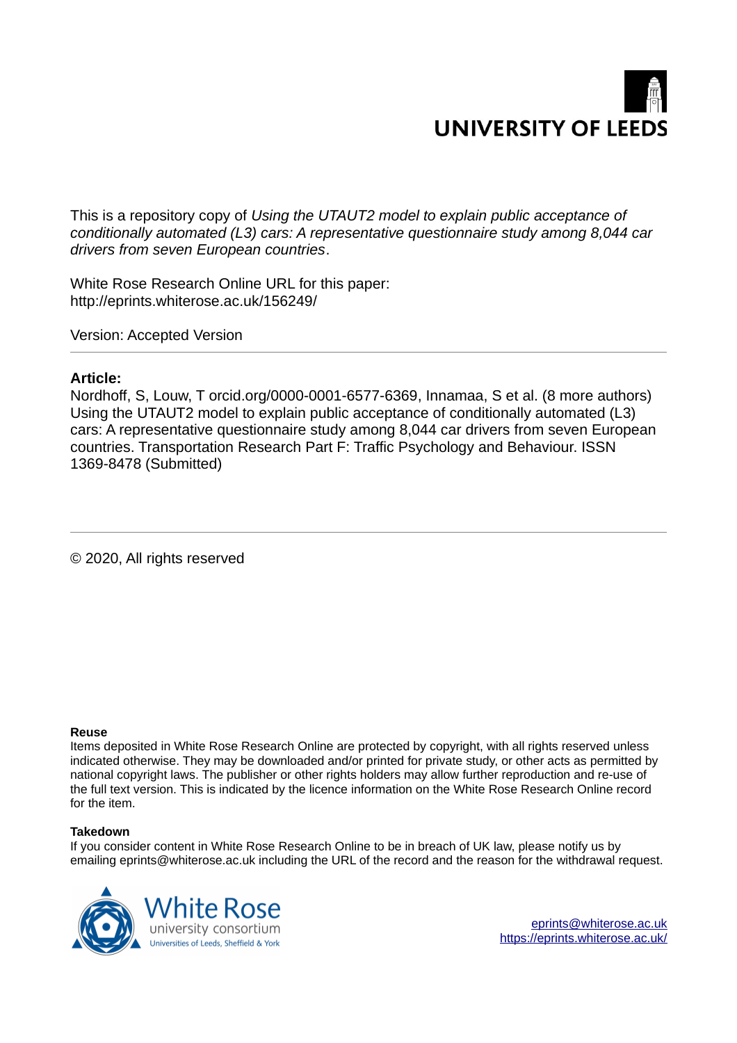UNIVERSITY OF LEEDS

This is a repository copy of *Using the UTAUT2 model to explain public acceptance of conditionally automated (L3) cars: A representative questionnaire study among 8,044 car drivers from seven European countries*.

White Rose Research Online URL for this paper:
http://eprints.whiterose.ac.uk/156249/

Version: Accepted Version

**Article:**

Nordhoff, S, Louw, T orcid.org/0000-0001-6577-6369, Innamaa, S et al. (8 more authors) Using the UTAUT2 model to explain public acceptance of conditionally automated (L3) cars: A representative questionnaire study among 8,044 car drivers from seven European countries. Transportation Research Part F: Traffic Psychology and Behaviour. ISSN 1369-8478 (Submitted)

---

© 2020, All rights reserved

**Reuse**

Items deposited in White Rose Research Online are protected by copyright, with all rights reserved unless indicated otherwise. They may be downloaded and/or printed for private study, or other acts as permitted by national copyright laws. The publisher or other rights holders may allow further reproduction and re-use of the full text version. This is indicated by the licence information on the White Rose Research Online record for the item.

**Takedown**

If you consider content in White Rose Research Online to be in breach of UK law, please notify us by emailing eprints@whiterose.ac.uk including the URL of the record and the reason for the withdrawal request.

White Rose university consortium
Universities of Leeds, Sheffield & York

eprints@whiterose.ac.uk
https://eprints.whiterose.ac.uk/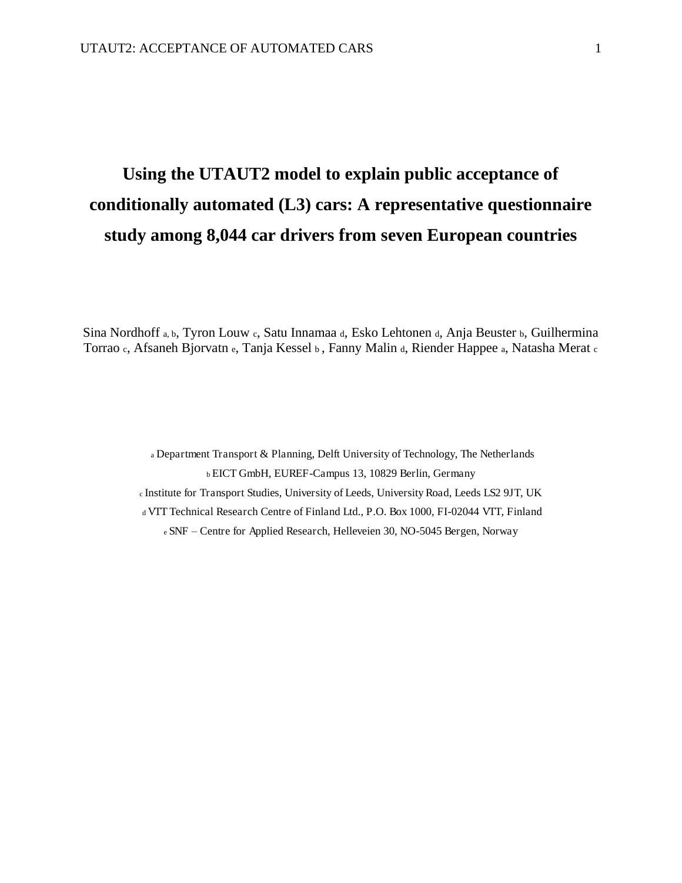# Using the UTAUT2 model to explain public acceptance of conditionally automated (L3) cars: A representative questionnaire study among 8,044 car drivers from seven European countries

Sina Nordhoff [a, b], Tyron Louw [c], Satu Innamaa [d], Esko Lehtonen [d], Anja Beuster [b], Guilhermina Torrao [c], Afsaneh Bjorvatn [e], Tanja Kessel [b], Fanny Malin [d], Riender Happee [a], Natasha Merat [c]

[a] Department Transport & Planning, Delft University of Technology, The Netherlands

[b] EICT GmbH, EUREF-Campus 13, 10829 Berlin, Germany

[c] Institute for Transport Studies, University of Leeds, University Road, Leeds LS2 9JT, UK

[d] VTT Technical Research Centre of Finland Ltd., P.O. Box 1000, FI-02044 VTT, Finland

[e] SNF – Centre for Applied Research, Helleveien 30, NO-5045 Bergen, Norway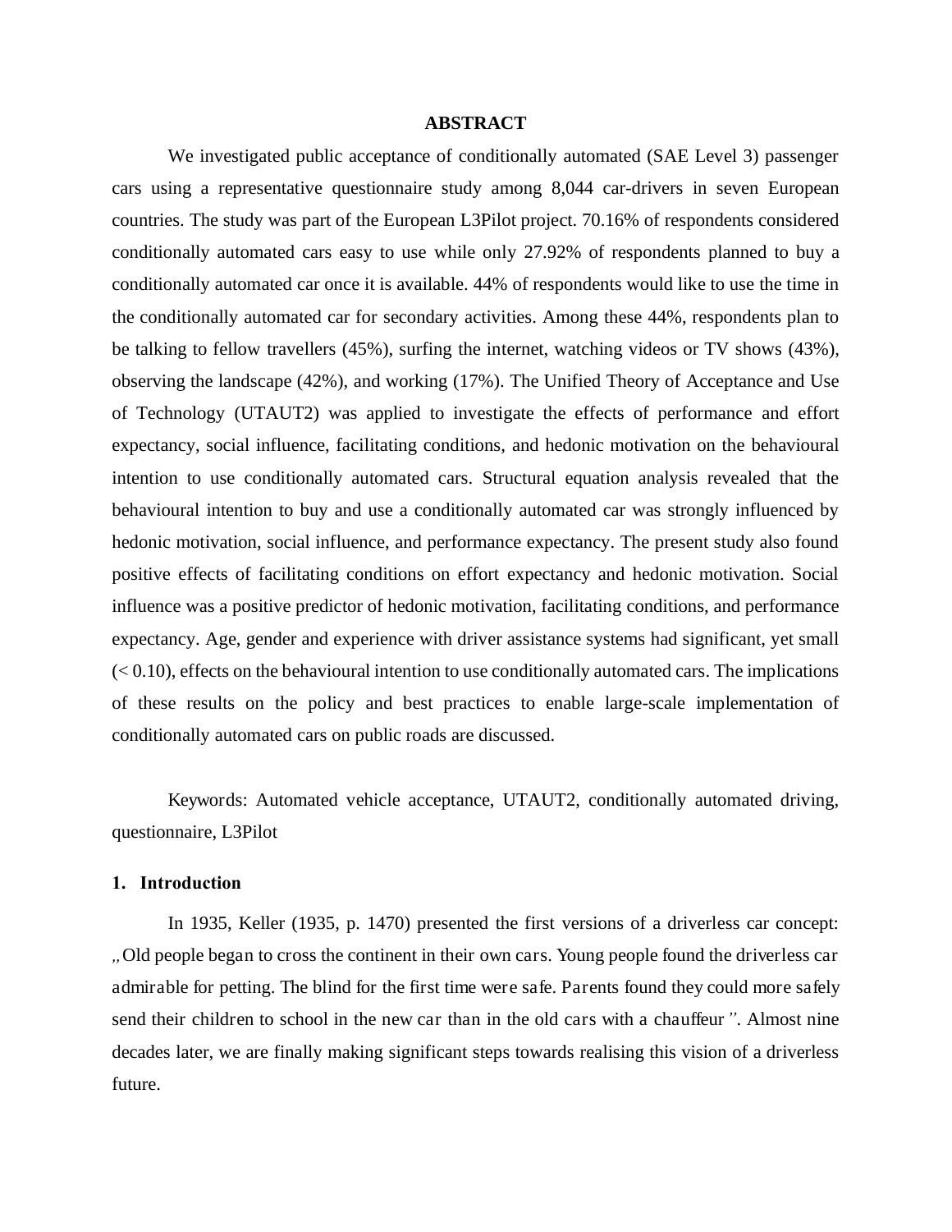## ABSTRACT

We investigated public acceptance of conditionally automated (SAE Level 3) passenger cars using a representative questionnaire study among 8,044 car-drivers in seven European countries. The study was part of the European L3Pilot project. 70.16% of respondents considered conditionally automated cars easy to use while only 27.92% of respondents planned to buy a conditionally automated car once it is available. 44% of respondents would like to use the time in the conditionally automated car for secondary activities. Among these 44%, respondents plan to be talking to fellow travellers (45%), surfing the internet, watching videos or TV shows (43%), observing the landscape (42%), and working (17%). The Unified Theory of Acceptance and Use of Technology (UTAUT2) was applied to investigate the effects of performance and effort expectancy, social influence, facilitating conditions, and hedonic motivation on the behavioural intention to use conditionally automated cars. Structural equation analysis revealed that the behavioural intention to buy and use a conditionally automated car was strongly influenced by hedonic motivation, social influence, and performance expectancy. The present study also found positive effects of facilitating conditions on effort expectancy and hedonic motivation. Social influence was a positive predictor of hedonic motivation, facilitating conditions, and performance expectancy. Age, gender and experience with driver assistance systems had significant, yet small (< 0.10), effects on the behavioural intention to use conditionally automated cars. The implications of these results on the policy and best practices to enable large-scale implementation of conditionally automated cars on public roads are discussed.

Keywords: Automated vehicle acceptance, UTAUT2, conditionally automated driving, questionnaire, L3Pilot

## 1. Introduction

In 1935, Keller (1935, p. 1470) presented the first versions of a driverless car concept: „Old people began to cross the continent in their own cars. Young people found the driverless car admirable for petting. The blind for the first time were safe. Parents found they could more safely send their children to school in the new car than in the old cars with a chauffeur". Almost nine decades later, we are finally making significant steps towards realising this vision of a driverless future.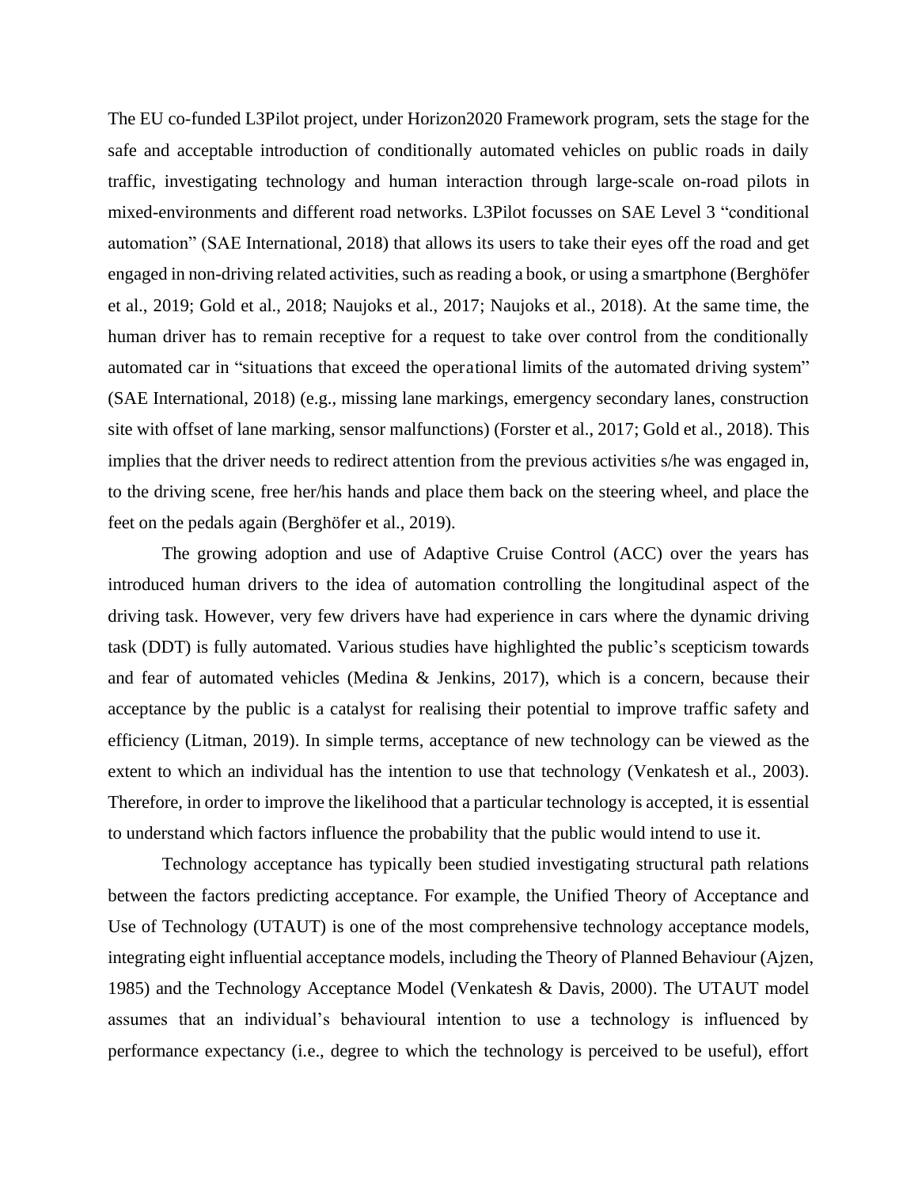The EU co-funded L3Pilot project, under Horizon2020 Framework program, sets the stage for the safe and acceptable introduction of conditionally automated vehicles on public roads in daily traffic, investigating technology and human interaction through large-scale on-road pilots in mixed-environments and different road networks. L3Pilot focusses on SAE Level 3 "conditional automation" (SAE International, 2018) that allows its users to take their eyes off the road and get engaged in non-driving related activities, such as reading a book, or using a smartphone (Berghöfer et al., 2019; Gold et al., 2018; Naujoks et al., 2017; Naujoks et al., 2018). At the same time, the human driver has to remain receptive for a request to take over control from the conditionally automated car in "situations that exceed the operational limits of the automated driving system" (SAE International, 2018) (e.g., missing lane markings, emergency secondary lanes, construction site with offset of lane marking, sensor malfunctions) (Forster et al., 2017; Gold et al., 2018). This implies that the driver needs to redirect attention from the previous activities s/he was engaged in, to the driving scene, free her/his hands and place them back on the steering wheel, and place the feet on the pedals again (Berghöfer et al., 2019).

The growing adoption and use of Adaptive Cruise Control (ACC) over the years has introduced human drivers to the idea of automation controlling the longitudinal aspect of the driving task. However, very few drivers have had experience in cars where the dynamic driving task (DDT) is fully automated. Various studies have highlighted the public's scepticism towards and fear of automated vehicles (Medina & Jenkins, 2017), which is a concern, because their acceptance by the public is a catalyst for realising their potential to improve traffic safety and efficiency (Litman, 2019). In simple terms, acceptance of new technology can be viewed as the extent to which an individual has the intention to use that technology (Venkatesh et al., 2003). Therefore, in order to improve the likelihood that a particular technology is accepted, it is essential to understand which factors influence the probability that the public would intend to use it.

Technology acceptance has typically been studied investigating structural path relations between the factors predicting acceptance. For example, the Unified Theory of Acceptance and Use of Technology (UTAUT) is one of the most comprehensive technology acceptance models, integrating eight influential acceptance models, including the Theory of Planned Behaviour (Ajzen, 1985) and the Technology Acceptance Model (Venkatesh & Davis, 2000). The UTAUT model assumes that an individual's behavioural intention to use a technology is influenced by performance expectancy (i.e., degree to which the technology is perceived to be useful), effort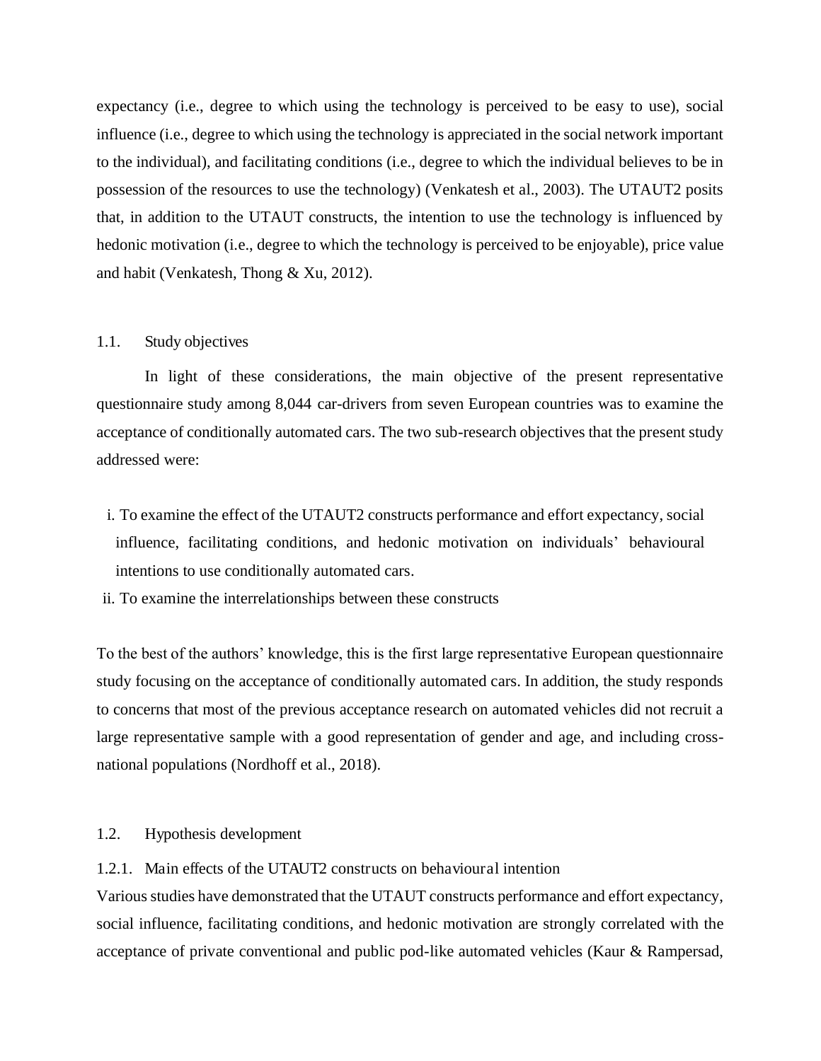expectancy (i.e., degree to which using the technology is perceived to be easy to use), social influence (i.e., degree to which using the technology is appreciated in the social network important to the individual), and facilitating conditions (i.e., degree to which the individual believes to be in possession of the resources to use the technology) (Venkatesh et al., 2003). The UTAUT2 posits that, in addition to the UTAUT constructs, the intention to use the technology is influenced by hedonic motivation (i.e., degree to which the technology is perceived to be enjoyable), price value and habit (Venkatesh, Thong & Xu, 2012).

## 1.1. Study objectives

In light of these considerations, the main objective of the present representative questionnaire study among 8,044 car-drivers from seven European countries was to examine the acceptance of conditionally automated cars. The two sub-research objectives that the present study addressed were:

i. To examine the effect of the UTAUT2 constructs performance and effort expectancy, social influence, facilitating conditions, and hedonic motivation on individuals' behavioural intentions to use conditionally automated cars.
ii. To examine the interrelationships between these constructs

To the best of the authors' knowledge, this is the first large representative European questionnaire study focusing on the acceptance of conditionally automated cars. In addition, the study responds to concerns that most of the previous acceptance research on automated vehicles did not recruit a large representative sample with a good representation of gender and age, and including cross-national populations (Nordhoff et al., 2018).

## 1.2. Hypothesis development

### 1.2.1. Main effects of the UTAUT2 constructs on behavioural intention

Various studies have demonstrated that the UTAUT constructs performance and effort expectancy, social influence, facilitating conditions, and hedonic motivation are strongly correlated with the acceptance of private conventional and public pod-like automated vehicles (Kaur & Rampersad,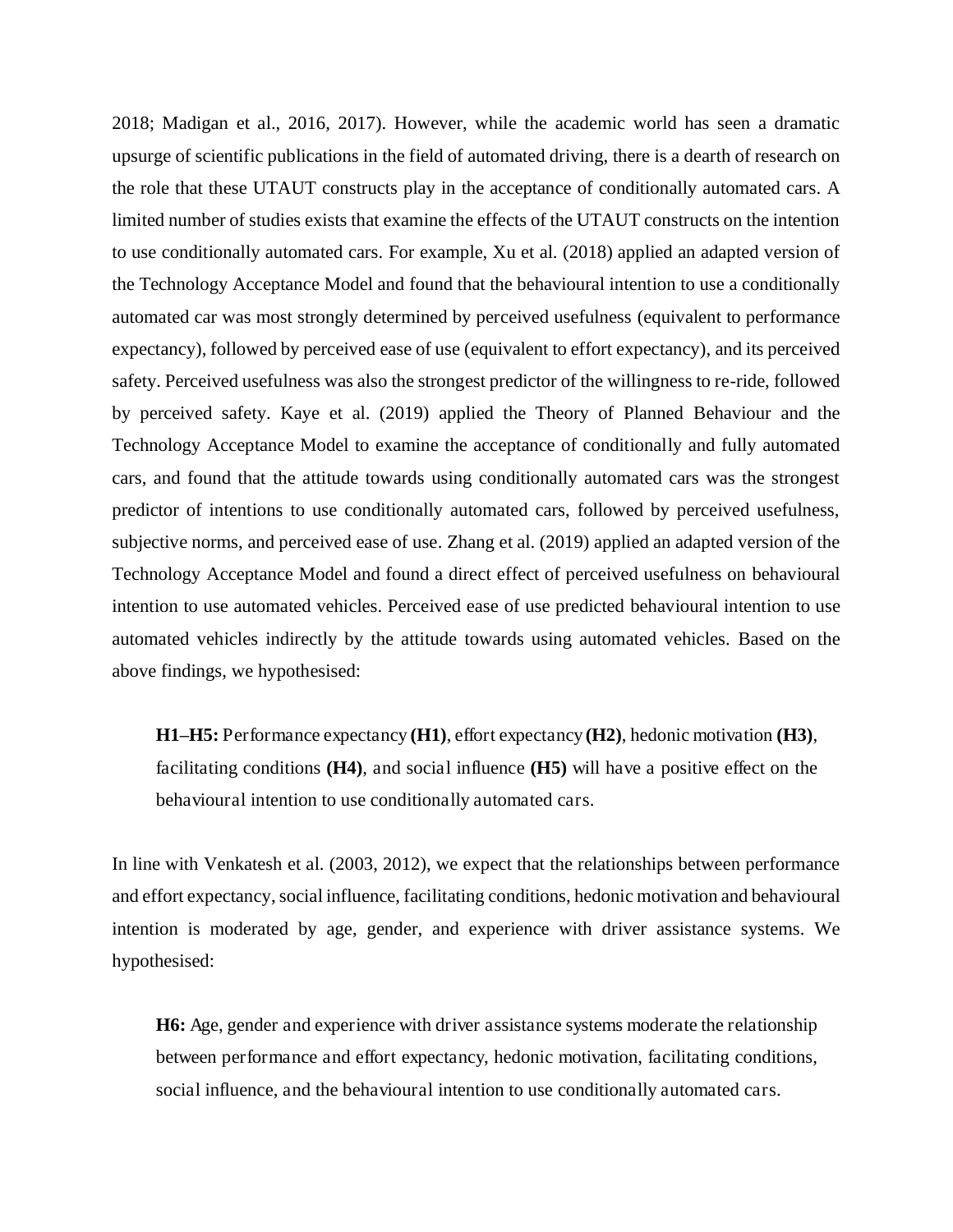2018; Madigan et al., 2016, 2017). However, while the academic world has seen a dramatic upsurge of scientific publications in the field of automated driving, there is a dearth of research on the role that these UTAUT constructs play in the acceptance of conditionally automated cars. A limited number of studies exists that examine the effects of the UTAUT constructs on the intention to use conditionally automated cars. For example, Xu et al. (2018) applied an adapted version of the Technology Acceptance Model and found that the behavioural intention to use a conditionally automated car was most strongly determined by perceived usefulness (equivalent to performance expectancy), followed by perceived ease of use (equivalent to effort expectancy), and its perceived safety. Perceived usefulness was also the strongest predictor of the willingness to re-ride, followed by perceived safety. Kaye et al. (2019) applied the Theory of Planned Behaviour and the Technology Acceptance Model to examine the acceptance of conditionally and fully automated cars, and found that the attitude towards using conditionally automated cars was the strongest predictor of intentions to use conditionally automated cars, followed by perceived usefulness, subjective norms, and perceived ease of use. Zhang et al. (2019) applied an adapted version of the Technology Acceptance Model and found a direct effect of perceived usefulness on behavioural intention to use automated vehicles. Perceived ease of use predicted behavioural intention to use automated vehicles indirectly by the attitude towards using automated vehicles. Based on the above findings, we hypothesised:

> **H1–H5:** Performance expectancy **(H1)**, effort expectancy **(H2)**, hedonic motivation **(H3)**, facilitating conditions **(H4)**, and social influence **(H5)** will have a positive effect on the behavioural intention to use conditionally automated cars.

In line with Venkatesh et al. (2003, 2012), we expect that the relationships between performance and effort expectancy, social influence, facilitating conditions, hedonic motivation and behavioural intention is moderated by age, gender, and experience with driver assistance systems. We hypothesised:

> **H6:** Age, gender and experience with driver assistance systems moderate the relationship between performance and effort expectancy, hedonic motivation, facilitating conditions, social influence, and the behavioural intention to use conditionally automated cars.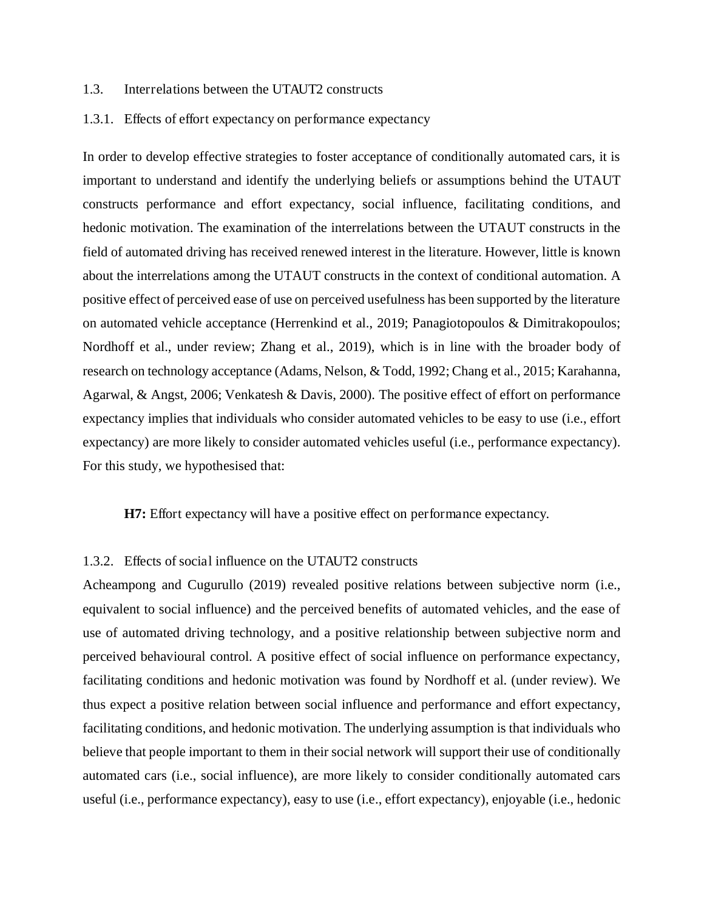## 1.3. Interrelations between the UTAUT2 constructs

### 1.3.1. Effects of effort expectancy on performance expectancy

In order to develop effective strategies to foster acceptance of conditionally automated cars, it is important to understand and identify the underlying beliefs or assumptions behind the UTAUT constructs performance and effort expectancy, social influence, facilitating conditions, and hedonic motivation. The examination of the interrelations between the UTAUT constructs in the field of automated driving has received renewed interest in the literature. However, little is known about the interrelations among the UTAUT constructs in the context of conditional automation. A positive effect of perceived ease of use on perceived usefulness has been supported by the literature on automated vehicle acceptance (Herrenkind et al., 2019; Panagiotopoulos & Dimitrakopoulos; Nordhoff et al., under review; Zhang et al., 2019), which is in line with the broader body of research on technology acceptance (Adams, Nelson, & Todd, 1992; Chang et al., 2015; Karahanna, Agarwal, & Angst, 2006; Venkatesh & Davis, 2000). The positive effect of effort on performance expectancy implies that individuals who consider automated vehicles to be easy to use (i.e., effort expectancy) are more likely to consider automated vehicles useful (i.e., performance expectancy). For this study, we hypothesised that:

**H7:** Effort expectancy will have a positive effect on performance expectancy.

### 1.3.2. Effects of social influence on the UTAUT2 constructs

Acheampong and Cugurullo (2019) revealed positive relations between subjective norm (i.e., equivalent to social influence) and the perceived benefits of automated vehicles, and the ease of use of automated driving technology, and a positive relationship between subjective norm and perceived behavioural control. A positive effect of social influence on performance expectancy, facilitating conditions and hedonic motivation was found by Nordhoff et al. (under review). We thus expect a positive relation between social influence and performance and effort expectancy, facilitating conditions, and hedonic motivation. The underlying assumption is that individuals who believe that people important to them in their social network will support their use of conditionally automated cars (i.e., social influence), are more likely to consider conditionally automated cars useful (i.e., performance expectancy), easy to use (i.e., effort expectancy), enjoyable (i.e., hedonic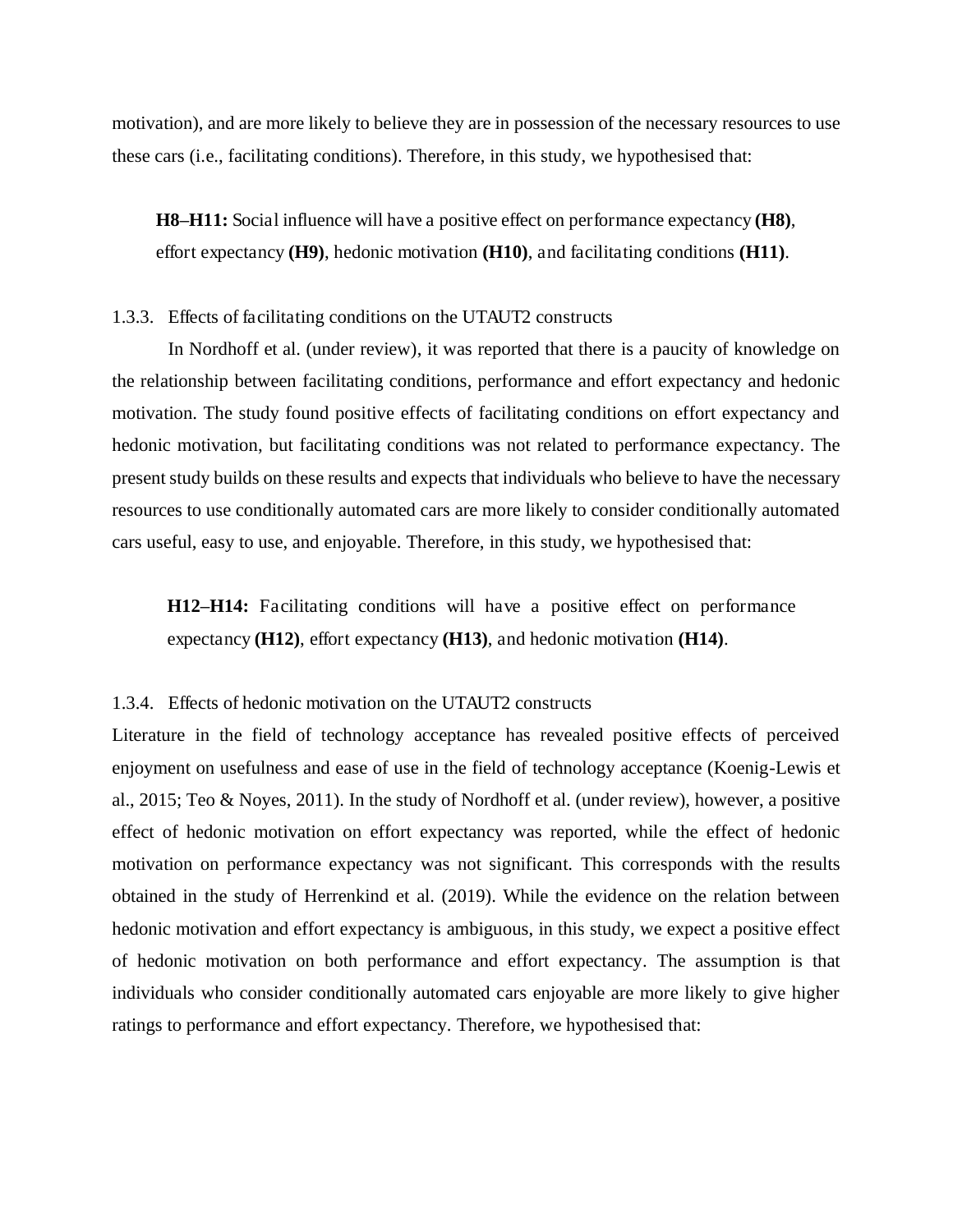motivation), and are more likely to believe they are in possession of the necessary resources to use these cars (i.e., facilitating conditions). Therefore, in this study, we hypothesised that:

> **H8–H11:** Social influence will have a positive effect on performance expectancy **(H8)**, effort expectancy **(H9)**, hedonic motivation **(H10)**, and facilitating conditions **(H11)**.

### 1.3.3. Effects of facilitating conditions on the UTAUT2 constructs

In Nordhoff et al. (under review), it was reported that there is a paucity of knowledge on the relationship between facilitating conditions, performance and effort expectancy and hedonic motivation. The study found positive effects of facilitating conditions on effort expectancy and hedonic motivation, but facilitating conditions was not related to performance expectancy. The present study builds on these results and expects that individuals who believe to have the necessary resources to use conditionally automated cars are more likely to consider conditionally automated cars useful, easy to use, and enjoyable. Therefore, in this study, we hypothesised that:

> **H12–H14:** Facilitating conditions will have a positive effect on performance expectancy **(H12)**, effort expectancy **(H13)**, and hedonic motivation **(H14)**.

### 1.3.4. Effects of hedonic motivation on the UTAUT2 constructs

Literature in the field of technology acceptance has revealed positive effects of perceived enjoyment on usefulness and ease of use in the field of technology acceptance (Koenig-Lewis et al., 2015; Teo & Noyes, 2011). In the study of Nordhoff et al. (under review), however, a positive effect of hedonic motivation on effort expectancy was reported, while the effect of hedonic motivation on performance expectancy was not significant. This corresponds with the results obtained in the study of Herrenkind et al. (2019). While the evidence on the relation between hedonic motivation and effort expectancy is ambiguous, in this study, we expect a positive effect of hedonic motivation on both performance and effort expectancy. The assumption is that individuals who consider conditionally automated cars enjoyable are more likely to give higher ratings to performance and effort expectancy. Therefore, we hypothesised that: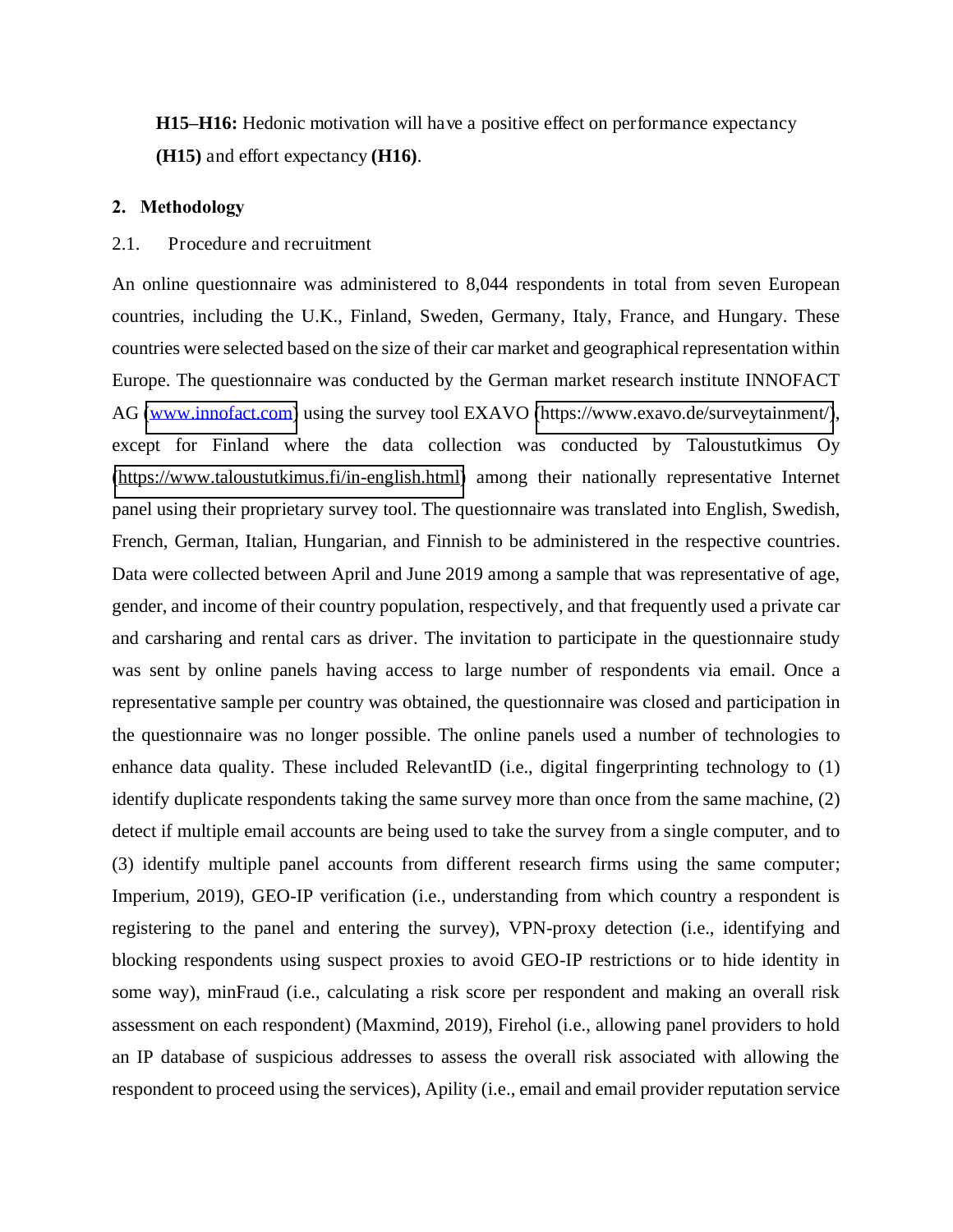**H15–H16:** Hedonic motivation will have a positive effect on performance expectancy **(H15)** and effort expectancy **(H16)**.

## 2. Methodology

### 2.1. Procedure and recruitment

An online questionnaire was administered to 8,044 respondents in total from seven European countries, including the U.K., Finland, Sweden, Germany, Italy, France, and Hungary. These countries were selected based on the size of their car market and geographical representation within Europe. The questionnaire was conducted by the German market research institute INNOFACT AG (www.innofact.com) using the survey tool EXAVO (https://www.exavo.de/surveytainment/), except for Finland where the data collection was conducted by Taloustutkimus Oy (https://www.taloustutkimus.fi/in-english.html) among their nationally representative Internet panel using their proprietary survey tool. The questionnaire was translated into English, Swedish, French, German, Italian, Hungarian, and Finnish to be administered in the respective countries. Data were collected between April and June 2019 among a sample that was representative of age, gender, and income of their country population, respectively, and that frequently used a private car and carsharing and rental cars as driver. The invitation to participate in the questionnaire study was sent by online panels having access to large number of respondents via email. Once a representative sample per country was obtained, the questionnaire was closed and participation in the questionnaire was no longer possible. The online panels used a number of technologies to enhance data quality. These included RelevantID (i.e., digital fingerprinting technology to (1) identify duplicate respondents taking the same survey more than once from the same machine, (2) detect if multiple email accounts are being used to take the survey from a single computer, and to (3) identify multiple panel accounts from different research firms using the same computer; Imperium, 2019), GEO-IP verification (i.e., understanding from which country a respondent is registering to the panel and entering the survey), VPN-proxy detection (i.e., identifying and blocking respondents using suspect proxies to avoid GEO-IP restrictions or to hide identity in some way), minFraud (i.e., calculating a risk score per respondent and making an overall risk assessment on each respondent) (Maxmind, 2019), Firehol (i.e., allowing panel providers to hold an IP database of suspicious addresses to assess the overall risk associated with allowing the respondent to proceed using the services), Apility (i.e., email and email provider reputation service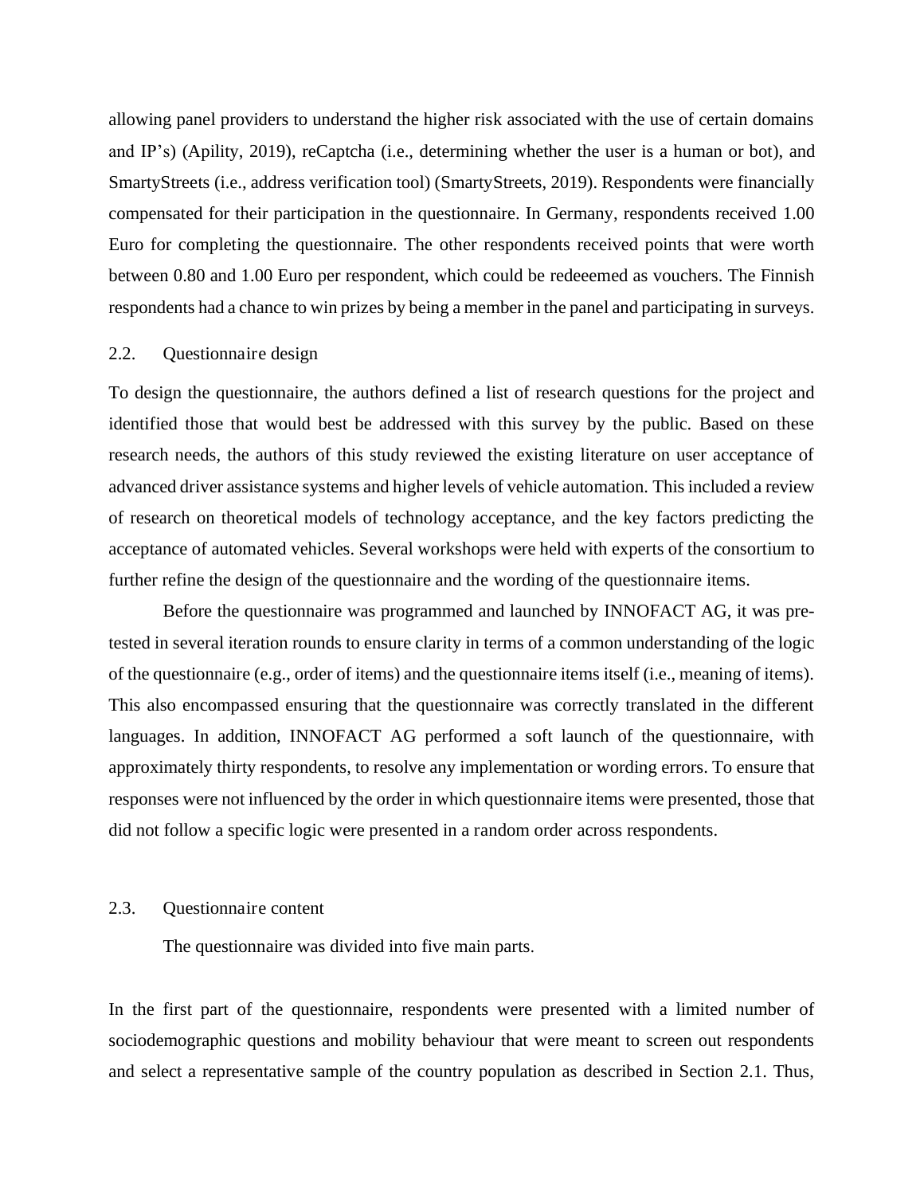allowing panel providers to understand the higher risk associated with the use of certain domains and IP's) (Apility, 2019), reCaptcha (i.e., determining whether the user is a human or bot), and SmartyStreets (i.e., address verification tool) (SmartyStreets, 2019). Respondents were financially compensated for their participation in the questionnaire. In Germany, respondents received 1.00 Euro for completing the questionnaire. The other respondents received points that were worth between 0.80 and 1.00 Euro per respondent, which could be redeeemed as vouchers. The Finnish respondents had a chance to win prizes by being a member in the panel and participating in surveys.

### 2.2. Questionnaire design

To design the questionnaire, the authors defined a list of research questions for the project and identified those that would best be addressed with this survey by the public. Based on these research needs, the authors of this study reviewed the existing literature on user acceptance of advanced driver assistance systems and higher levels of vehicle automation. This included a review of research on theoretical models of technology acceptance, and the key factors predicting the acceptance of automated vehicles. Several workshops were held with experts of the consortium to further refine the design of the questionnaire and the wording of the questionnaire items.

Before the questionnaire was programmed and launched by INNOFACT AG, it was pre-tested in several iteration rounds to ensure clarity in terms of a common understanding of the logic of the questionnaire (e.g., order of items) and the questionnaire items itself (i.e., meaning of items). This also encompassed ensuring that the questionnaire was correctly translated in the different languages. In addition, INNOFACT AG performed a soft launch of the questionnaire, with approximately thirty respondents, to resolve any implementation or wording errors. To ensure that responses were not influenced by the order in which questionnaire items were presented, those that did not follow a specific logic were presented in a random order across respondents.

### 2.3. Questionnaire content

The questionnaire was divided into five main parts.

In the first part of the questionnaire, respondents were presented with a limited number of sociodemographic questions and mobility behaviour that were meant to screen out respondents and select a representative sample of the country population as described in Section 2.1. Thus,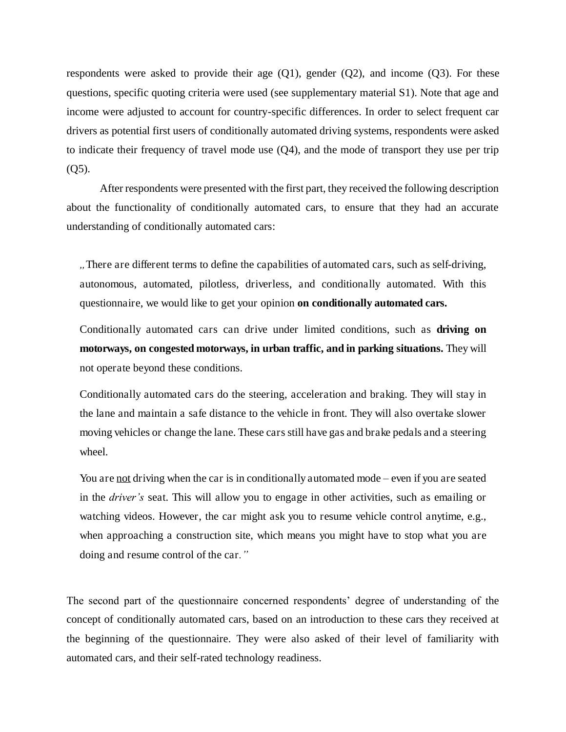respondents were asked to provide their age (Q1), gender (Q2), and income (Q3). For these questions, specific quoting criteria were used (see supplementary material S1). Note that age and income were adjusted to account for country-specific differences. In order to select frequent car drivers as potential first users of conditionally automated driving systems, respondents were asked to indicate their frequency of travel mode use (Q4), and the mode of transport they use per trip (Q5).

After respondents were presented with the first part, they received the following description about the functionality of conditionally automated cars, to ensure that they had an accurate understanding of conditionally automated cars:

> „There are different terms to define the capabilities of automated cars, such as self-driving, autonomous, automated, pilotless, driverless, and conditionally automated. With this questionnaire, we would like to get your opinion **on conditionally automated cars.**
>
> Conditionally automated cars can drive under limited conditions, such as **driving on motorways, on congested motorways, in urban traffic, and in parking situations.** They will not operate beyond these conditions.
>
> Conditionally automated cars do the steering, acceleration and braking. They will stay in the lane and maintain a safe distance to the vehicle in front. They will also overtake slower moving vehicles or change the lane. These cars still have gas and brake pedals and a steering wheel.
>
> You are <u>not</u> driving when the car is in conditionally automated mode – even if you are seated in the *driver's* seat. This will allow you to engage in other activities, such as emailing or watching videos. However, the car might ask you to resume vehicle control anytime, e.g., when approaching a construction site, which means you might have to stop what you are doing and resume control of the car.*"*

The second part of the questionnaire concerned respondents' degree of understanding of the concept of conditionally automated cars, based on an introduction to these cars they received at the beginning of the questionnaire. They were also asked of their level of familiarity with automated cars, and their self-rated technology readiness.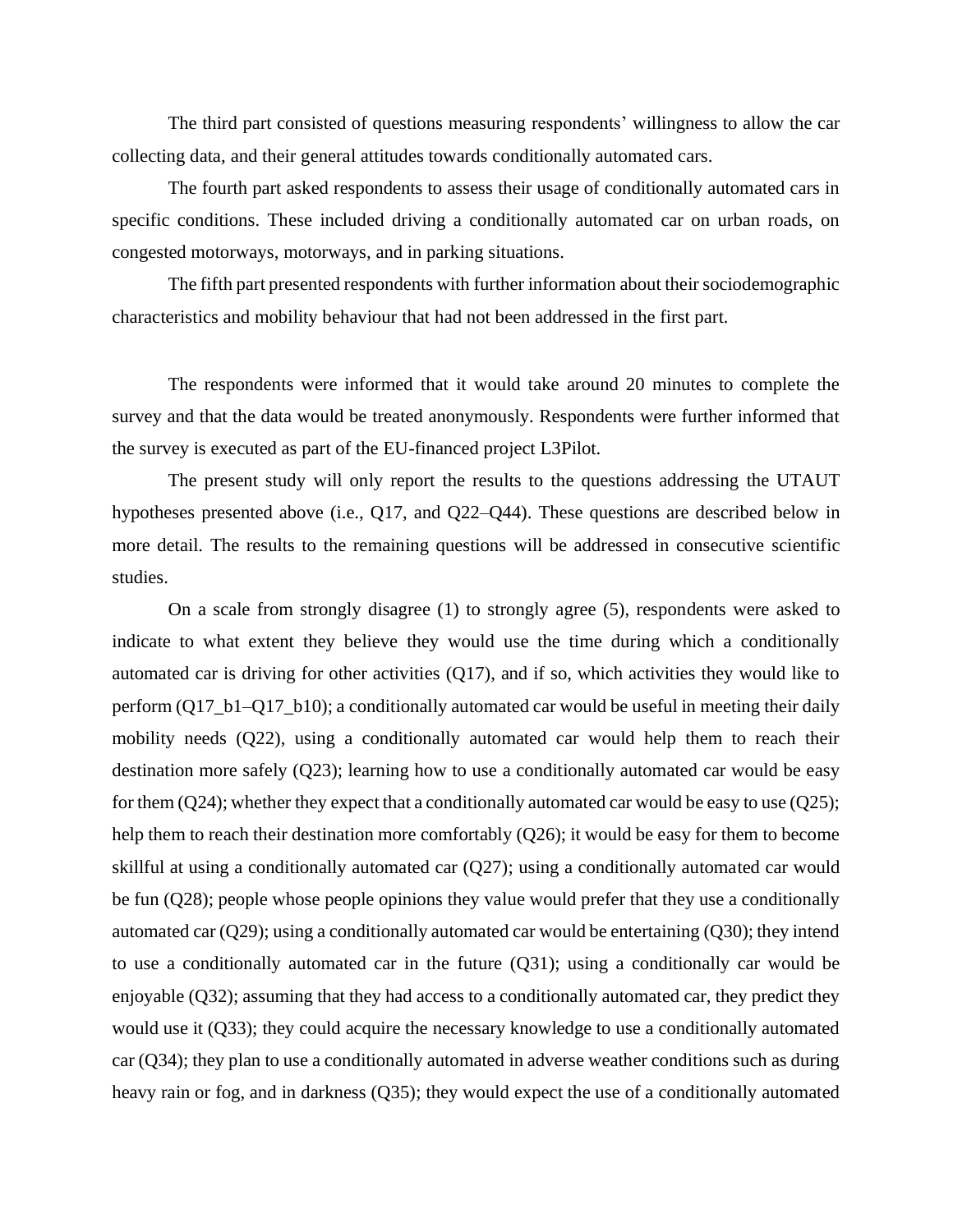The third part consisted of questions measuring respondents' willingness to allow the car collecting data, and their general attitudes towards conditionally automated cars.

The fourth part asked respondents to assess their usage of conditionally automated cars in specific conditions. These included driving a conditionally automated car on urban roads, on congested motorways, motorways, and in parking situations.

The fifth part presented respondents with further information about their sociodemographic characteristics and mobility behaviour that had not been addressed in the first part.

The respondents were informed that it would take around 20 minutes to complete the survey and that the data would be treated anonymously. Respondents were further informed that the survey is executed as part of the EU-financed project L3Pilot.

The present study will only report the results to the questions addressing the UTAUT hypotheses presented above (i.e., Q17, and Q22–Q44). These questions are described below in more detail. The results to the remaining questions will be addressed in consecutive scientific studies.

On a scale from strongly disagree (1) to strongly agree (5), respondents were asked to indicate to what extent they believe they would use the time during which a conditionally automated car is driving for other activities (Q17), and if so, which activities they would like to perform (Q17_b1–Q17_b10); a conditionally automated car would be useful in meeting their daily mobility needs (Q22), using a conditionally automated car would help them to reach their destination more safely (Q23); learning how to use a conditionally automated car would be easy for them (Q24); whether they expect that a conditionally automated car would be easy to use (Q25); help them to reach their destination more comfortably (Q26); it would be easy for them to become skillful at using a conditionally automated car (Q27); using a conditionally automated car would be fun (Q28); people whose people opinions they value would prefer that they use a conditionally automated car (Q29); using a conditionally automated car would be entertaining (Q30); they intend to use a conditionally automated car in the future (Q31); using a conditionally car would be enjoyable (Q32); assuming that they had access to a conditionally automated car, they predict they would use it (Q33); they could acquire the necessary knowledge to use a conditionally automated car (Q34); they plan to use a conditionally automated in adverse weather conditions such as during heavy rain or fog, and in darkness (Q35); they would expect the use of a conditionally automated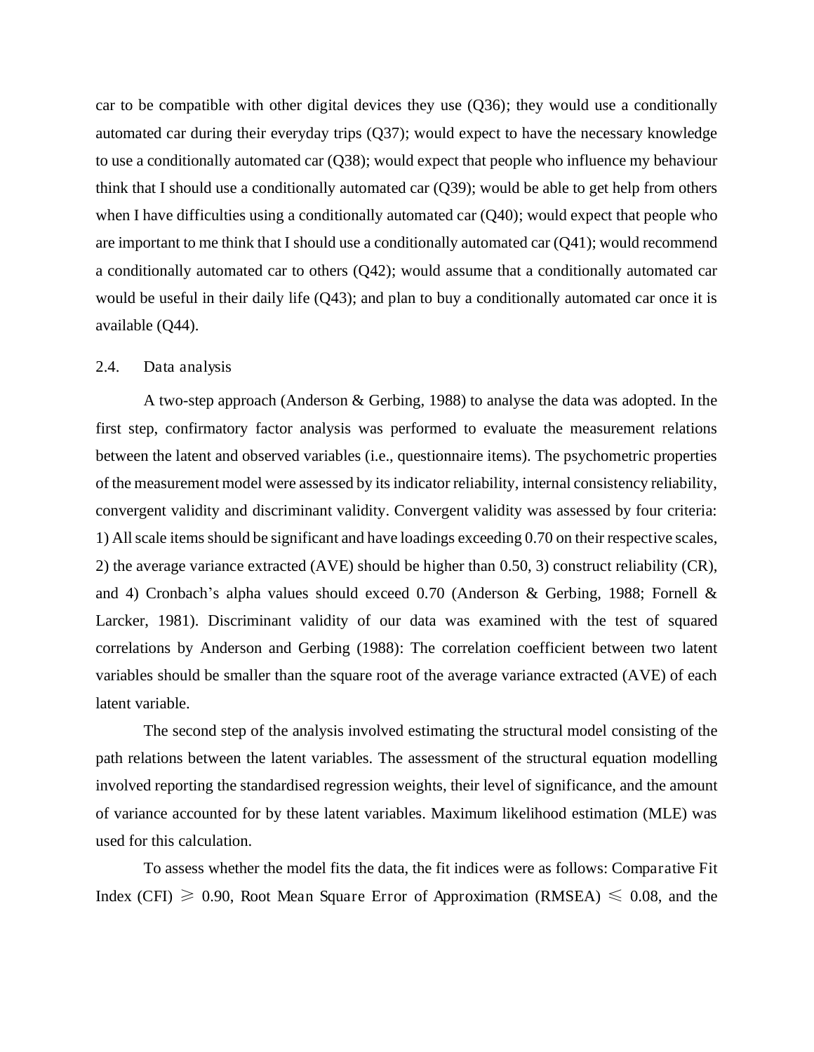car to be compatible with other digital devices they use (Q36); they would use a conditionally automated car during their everyday trips (Q37); would expect to have the necessary knowledge to use a conditionally automated car (Q38); would expect that people who influence my behaviour think that I should use a conditionally automated car (Q39); would be able to get help from others when I have difficulties using a conditionally automated car (Q40); would expect that people who are important to me think that I should use a conditionally automated car (Q41); would recommend a conditionally automated car to others (Q42); would assume that a conditionally automated car would be useful in their daily life (Q43); and plan to buy a conditionally automated car once it is available (Q44).

### 2.4. Data analysis

A two-step approach (Anderson & Gerbing, 1988) to analyse the data was adopted. In the first step, confirmatory factor analysis was performed to evaluate the measurement relations between the latent and observed variables (i.e., questionnaire items). The psychometric properties of the measurement model were assessed by its indicator reliability, internal consistency reliability, convergent validity and discriminant validity. Convergent validity was assessed by four criteria: 1) All scale items should be significant and have loadings exceeding 0.70 on their respective scales, 2) the average variance extracted (AVE) should be higher than 0.50, 3) construct reliability (CR), and 4) Cronbach's alpha values should exceed 0.70 (Anderson & Gerbing, 1988; Fornell & Larcker, 1981). Discriminant validity of our data was examined with the test of squared correlations by Anderson and Gerbing (1988): The correlation coefficient between two latent variables should be smaller than the square root of the average variance extracted (AVE) of each latent variable.

The second step of the analysis involved estimating the structural model consisting of the path relations between the latent variables. The assessment of the structural equation modelling involved reporting the standardised regression weights, their level of significance, and the amount of variance accounted for by these latent variables. Maximum likelihood estimation (MLE) was used for this calculation.

To assess whether the model fits the data, the fit indices were as follows: Comparative Fit Index (CFI) $\geqslant$ 0.90, Root Mean Square Error of Approximation (RMSEA) $\leqslant$ 0.08, and the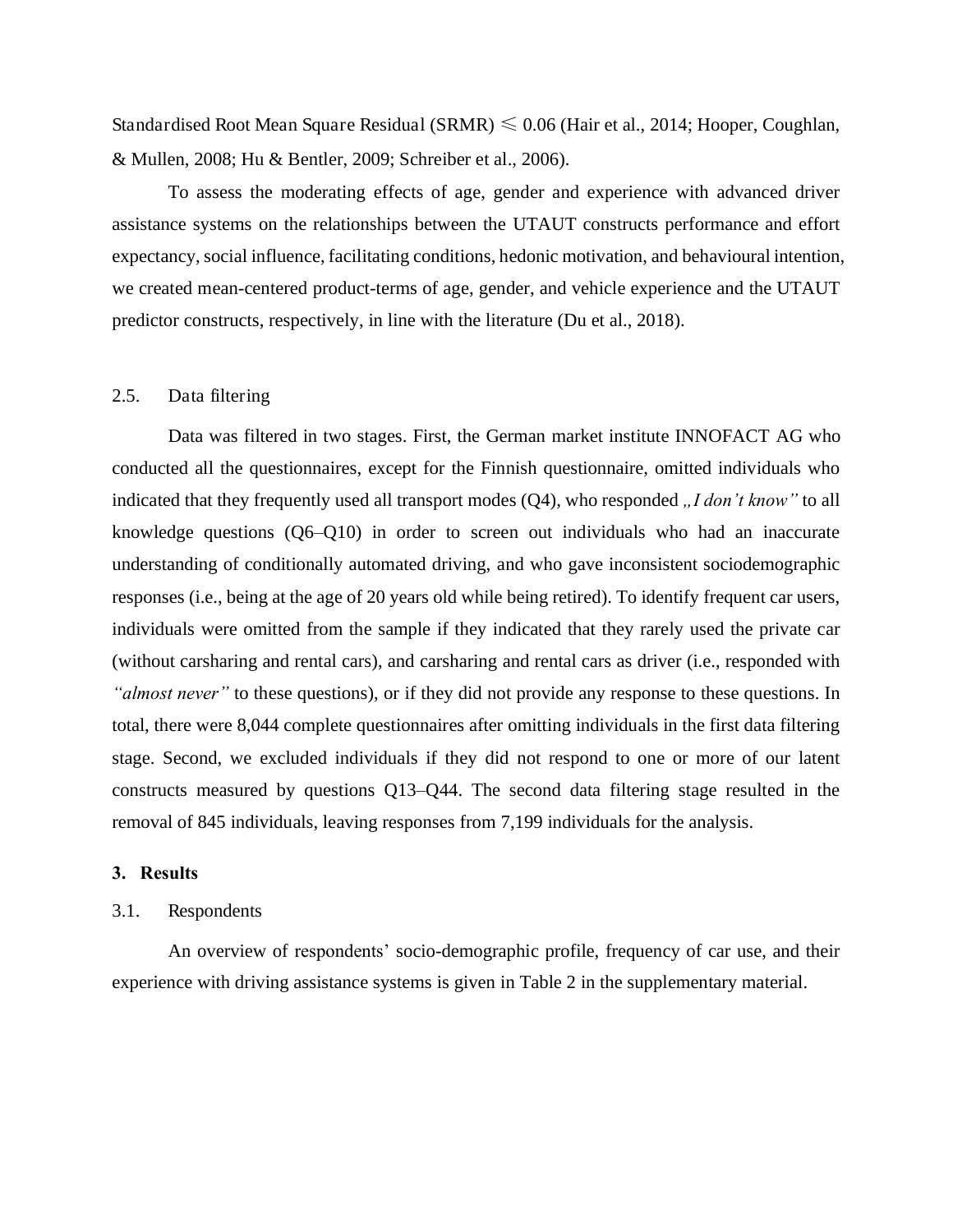Standardised Root Mean Square Residual (SRMR) $\leqslant$ 0.06 (Hair et al., 2014; Hooper, Coughlan, & Mullen, 2008; Hu & Bentler, 2009; Schreiber et al., 2006).

To assess the moderating effects of age, gender and experience with advanced driver assistance systems on the relationships between the UTAUT constructs performance and effort expectancy, social influence, facilitating conditions, hedonic motivation, and behavioural intention, we created mean-centered product-terms of age, gender, and vehicle experience and the UTAUT predictor constructs, respectively, in line with the literature (Du et al., 2018).

### 2.5. Data filtering

Data was filtered in two stages. First, the German market institute INNOFACT AG who conducted all the questionnaires, except for the Finnish questionnaire, omitted individuals who indicated that they frequently used all transport modes (Q4), who responded *„I don't know"* to all knowledge questions (Q6–Q10) in order to screen out individuals who had an inaccurate understanding of conditionally automated driving, and who gave inconsistent sociodemographic responses (i.e., being at the age of 20 years old while being retired). To identify frequent car users, individuals were omitted from the sample if they indicated that they rarely used the private car (without carsharing and rental cars), and carsharing and rental cars as driver (i.e., responded with *"almost never"* to these questions), or if they did not provide any response to these questions. In total, there were 8,044 complete questionnaires after omitting individuals in the first data filtering stage. Second, we excluded individuals if they did not respond to one or more of our latent constructs measured by questions Q13–Q44. The second data filtering stage resulted in the removal of 845 individuals, leaving responses from 7,199 individuals for the analysis.

## 3. Results

### 3.1. Respondents

An overview of respondents' socio-demographic profile, frequency of car use, and their experience with driving assistance systems is given in Table 2 in the supplementary material.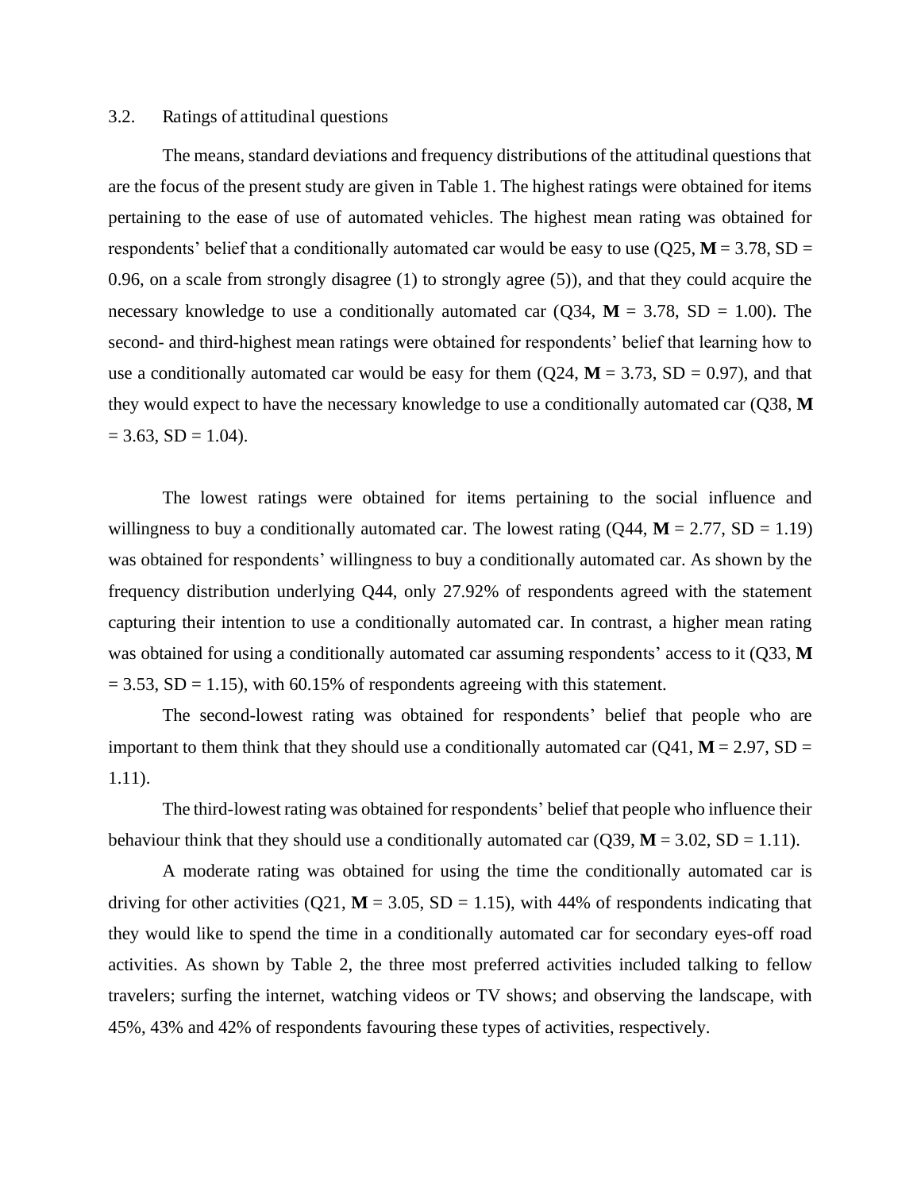### 3.2. Ratings of attitudinal questions

The means, standard deviations and frequency distributions of the attitudinal questions that are the focus of the present study are given in Table 1. The highest ratings were obtained for items pertaining to the ease of use of automated vehicles. The highest mean rating was obtained for respondents' belief that a conditionally automated car would be easy to use (Q25, **M** = 3.78, SD = 0.96, on a scale from strongly disagree (1) to strongly agree (5)), and that they could acquire the necessary knowledge to use a conditionally automated car (Q34, **M** = 3.78, SD = 1.00). The second- and third-highest mean ratings were obtained for respondents' belief that learning how to use a conditionally automated car would be easy for them (Q24, **M** = 3.73, SD = 0.97), and that they would expect to have the necessary knowledge to use a conditionally automated car (Q38, **M** = 3.63, SD = 1.04).

The lowest ratings were obtained for items pertaining to the social influence and willingness to buy a conditionally automated car. The lowest rating (Q44, **M** = 2.77, SD = 1.19) was obtained for respondents' willingness to buy a conditionally automated car. As shown by the frequency distribution underlying Q44, only 27.92% of respondents agreed with the statement capturing their intention to use a conditionally automated car. In contrast, a higher mean rating was obtained for using a conditionally automated car assuming respondents' access to it (Q33, **M** = 3.53, SD = 1.15), with 60.15% of respondents agreeing with this statement.

The second-lowest rating was obtained for respondents' belief that people who are important to them think that they should use a conditionally automated car (Q41, **M** = 2.97, SD = 1.11).

The third-lowest rating was obtained for respondents' belief that people who influence their behaviour think that they should use a conditionally automated car (Q39, **M** = 3.02, SD = 1.11).

A moderate rating was obtained for using the time the conditionally automated car is driving for other activities (Q21, **M** = 3.05, SD = 1.15), with 44% of respondents indicating that they would like to spend the time in a conditionally automated car for secondary eyes-off road activities. As shown by Table 2, the three most preferred activities included talking to fellow travelers; surfing the internet, watching videos or TV shows; and observing the landscape, with 45%, 43% and 42% of respondents favouring these types of activities, respectively.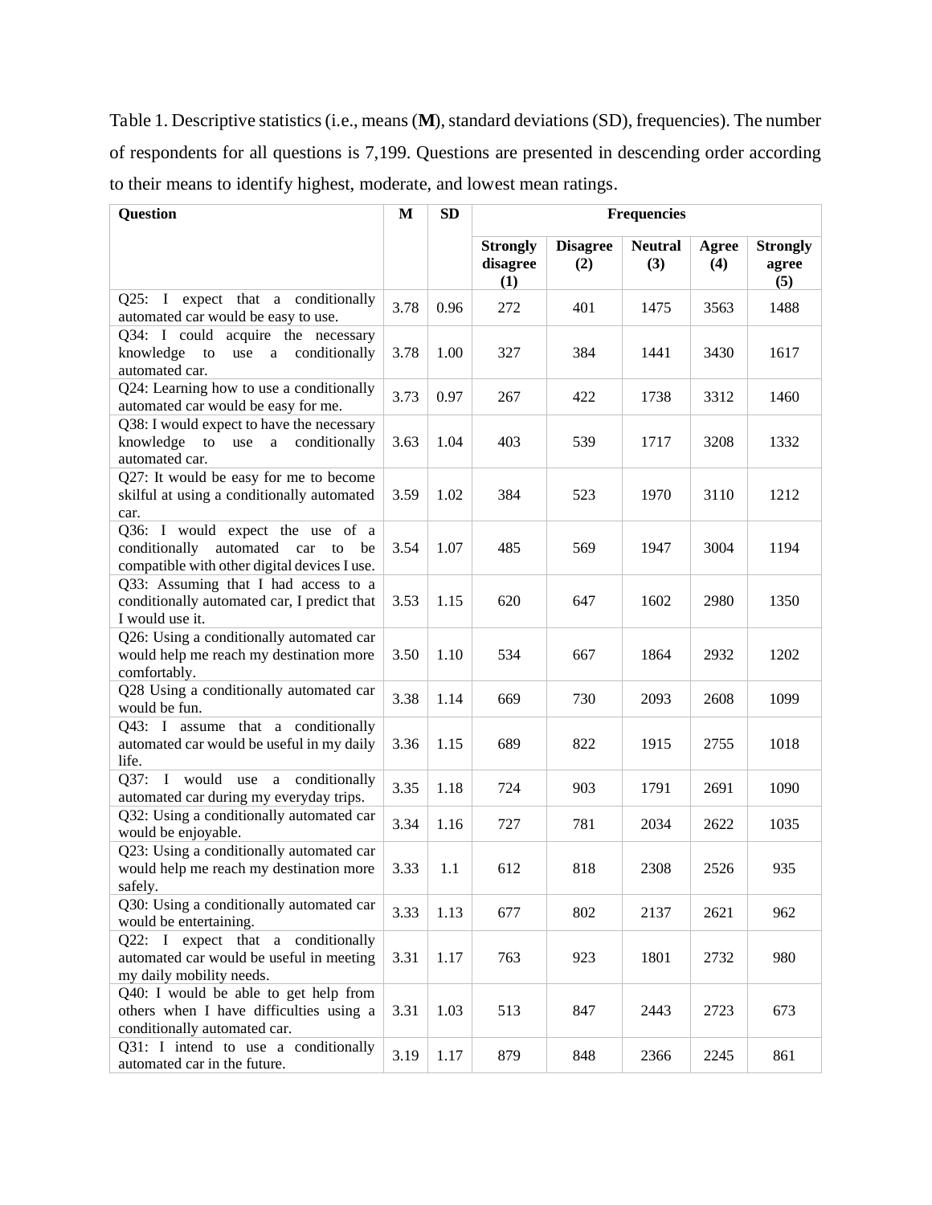Table 1. Descriptive statistics (i.e., means (**M**), standard deviations (SD), frequencies). The number of respondents for all questions is 7,199. Questions are presented in descending order according to their means to identify highest, moderate, and lowest mean ratings.

| Question | M | SD | Frequencies | | | | |
|---|---|---|---|---|---|---|---|
| | | | Strongly disagree (1) | Disagree (2) | Neutral (3) | Agree (4) | Strongly agree (5) |
| Q25: I expect that a conditionally automated car would be easy to use. | 3.78 | 0.96 | 272 | 401 | 1475 | 3563 | 1488 |
| Q34: I could acquire the necessary knowledge to use a conditionally automated car. | 3.78 | 1.00 | 327 | 384 | 1441 | 3430 | 1617 |
| Q24: Learning how to use a conditionally automated car would be easy for me. | 3.73 | 0.97 | 267 | 422 | 1738 | 3312 | 1460 |
| Q38: I would expect to have the necessary knowledge to use a conditionally automated car. | 3.63 | 1.04 | 403 | 539 | 1717 | 3208 | 1332 |
| Q27: It would be easy for me to become skilful at using a conditionally automated car. | 3.59 | 1.02 | 384 | 523 | 1970 | 3110 | 1212 |
| Q36: I would expect the use of a conditionally automated car to be compatible with other digital devices I use. | 3.54 | 1.07 | 485 | 569 | 1947 | 3004 | 1194 |
| Q33: Assuming that I had access to a conditionally automated car, I predict that I would use it. | 3.53 | 1.15 | 620 | 647 | 1602 | 2980 | 1350 |
| Q26: Using a conditionally automated car would help me reach my destination more comfortably. | 3.50 | 1.10 | 534 | 667 | 1864 | 2932 | 1202 |
| Q28 Using a conditionally automated car would be fun. | 3.38 | 1.14 | 669 | 730 | 2093 | 2608 | 1099 |
| Q43: I assume that a conditionally automated car would be useful in my daily life. | 3.36 | 1.15 | 689 | 822 | 1915 | 2755 | 1018 |
| Q37: I would use a conditionally automated car during my everyday trips. | 3.35 | 1.18 | 724 | 903 | 1791 | 2691 | 1090 |
| Q32: Using a conditionally automated car would be enjoyable. | 3.34 | 1.16 | 727 | 781 | 2034 | 2622 | 1035 |
| Q23: Using a conditionally automated car would help me reach my destination more safely. | 3.33 | 1.1 | 612 | 818 | 2308 | 2526 | 935 |
| Q30: Using a conditionally automated car would be entertaining. | 3.33 | 1.13 | 677 | 802 | 2137 | 2621 | 962 |
| Q22: I expect that a conditionally automated car would be useful in meeting my daily mobility needs. | 3.31 | 1.17 | 763 | 923 | 1801 | 2732 | 980 |
| Q40: I would be able to get help from others when I have difficulties using a conditionally automated car. | 3.31 | 1.03 | 513 | 847 | 2443 | 2723 | 673 |
| Q31: I intend to use a conditionally automated car in the future. | 3.19 | 1.17 | 879 | 848 | 2366 | 2245 | 861 |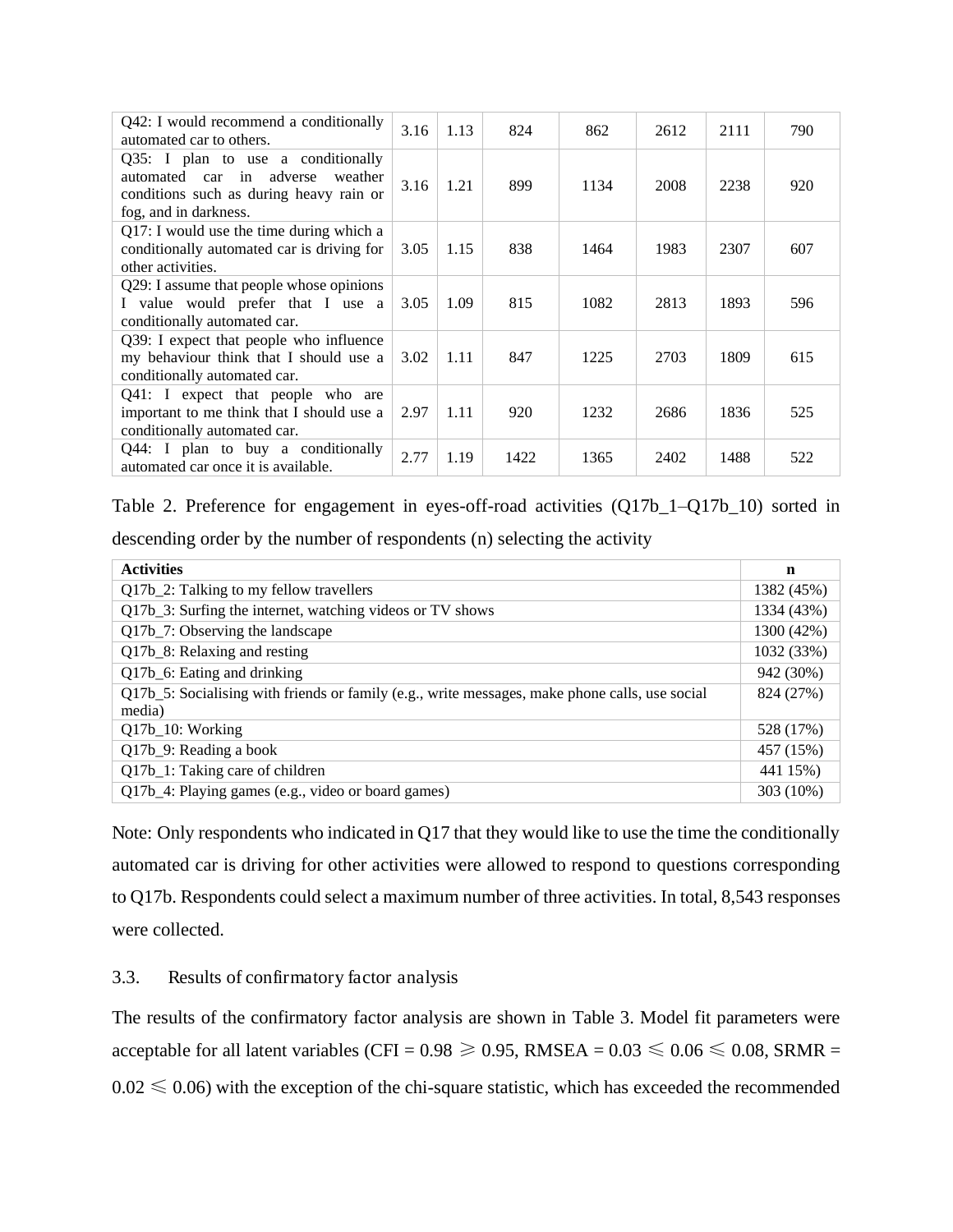| | | | | | | | |
|---|---|---|---|---|---|---|---|
| Q42: I would recommend a conditionally automated car to others. | 3.16 | 1.13 | 824 | 862 | 2612 | 2111 | 790 |
| Q35: I plan to use a conditionally automated car in adverse weather conditions such as during heavy rain or fog, and in darkness. | 3.16 | 1.21 | 899 | 1134 | 2008 | 2238 | 920 |
| Q17: I would use the time during which a conditionally automated car is driving for other activities. | 3.05 | 1.15 | 838 | 1464 | 1983 | 2307 | 607 |
| Q29: I assume that people whose opinions I value would prefer that I use a conditionally automated car. | 3.05 | 1.09 | 815 | 1082 | 2813 | 1893 | 596 |
| Q39: I expect that people who influence my behaviour think that I should use a conditionally automated car. | 3.02 | 1.11 | 847 | 1225 | 2703 | 1809 | 615 |
| Q41: I expect that people who are important to me think that I should use a conditionally automated car. | 2.97 | 1.11 | 920 | 1232 | 2686 | 1836 | 525 |
| Q44: I plan to buy a conditionally automated car once it is available. | 2.77 | 1.19 | 1422 | 1365 | 2402 | 1488 | 522 |

Table 2. Preference for engagement in eyes-off-road activities (Q17b_1–Q17b_10) sorted in descending order by the number of respondents (n) selecting the activity

| **Activities** | **n** |
|---|---|
| Q17b_2: Talking to my fellow travellers | 1382 (45%) |
| Q17b_3: Surfing the internet, watching videos or TV shows | 1334 (43%) |
| Q17b_7: Observing the landscape | 1300 (42%) |
| Q17b_8: Relaxing and resting | 1032 (33%) |
| Q17b_6: Eating and drinking | 942 (30%) |
| Q17b_5: Socialising with friends or family (e.g., write messages, make phone calls, use social media) | 824 (27%) |
| Q17b_10: Working | 528 (17%) |
| Q17b_9: Reading a book | 457 (15%) |
| Q17b_1: Taking care of children | 441 15%) |
| Q17b_4: Playing games (e.g., video or board games) | 303 (10%) |

Note: Only respondents who indicated in Q17 that they would like to use the time the conditionally automated car is driving for other activities were allowed to respond to questions corresponding to Q17b. Respondents could select a maximum number of three activities. In total, 8,543 responses were collected.

### 3.3. Results of confirmatory factor analysis

The results of the confirmatory factor analysis are shown in Table 3. Model fit parameters were acceptable for all latent variables (CFI = $0.98 \geqslant 0.95$, RMSEA = $0.03 \leqslant 0.06 \leqslant 0.08$, SRMR = $0.02 \leqslant 0.06$) with the exception of the chi-square statistic, which has exceeded the recommended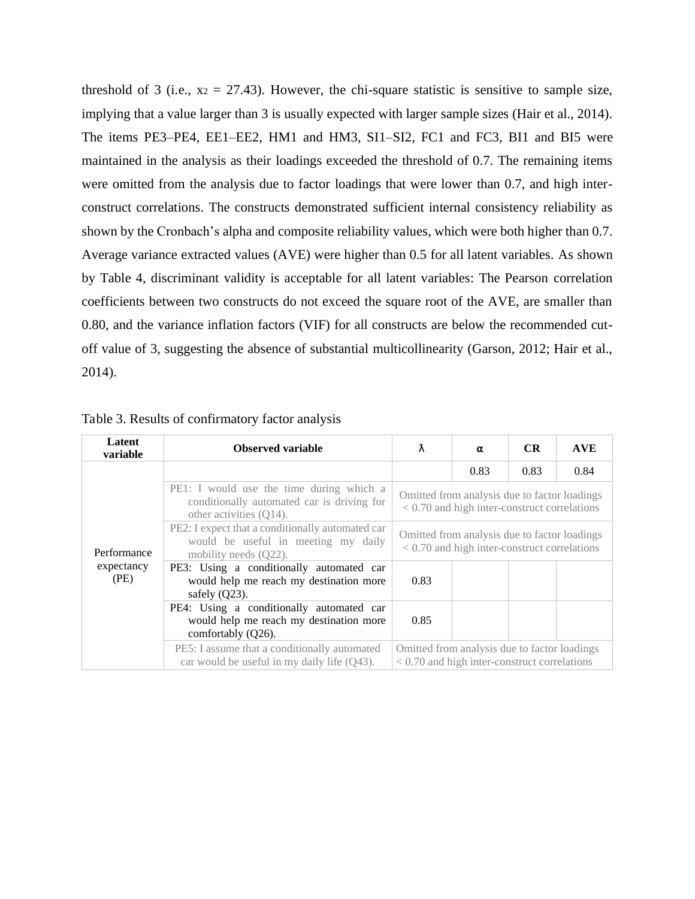threshold of 3 (i.e., $x_2 = 27.43$). However, the chi-square statistic is sensitive to sample size, implying that a value larger than 3 is usually expected with larger sample sizes (Hair et al., 2014). The items PE3–PE4, EE1–EE2, HM1 and HM3, SI1–SI2, FC1 and FC3, BI1 and BI5 were maintained in the analysis as their loadings exceeded the threshold of 0.7. The remaining items were omitted from the analysis due to factor loadings that were lower than 0.7, and high inter-construct correlations. The constructs demonstrated sufficient internal consistency reliability as shown by the Cronbach's alpha and composite reliability values, which were both higher than 0.7. Average variance extracted values (AVE) were higher than 0.5 for all latent variables. As shown by Table 4, discriminant validity is acceptable for all latent variables: The Pearson correlation coefficients between two constructs do not exceed the square root of the AVE, are smaller than 0.80, and the variance inflation factors (VIF) for all constructs are below the recommended cut-off value of 3, suggesting the absence of substantial multicollinearity (Garson, 2012; Hair et al., 2014).

Table 3. Results of confirmatory factor analysis

| Latent variable | Observed variable | λ | α | CR | AVE |
|---|---|---|---|---|---|
| Performance expectancy (PE) | | | 0.83 | 0.83 | 0.84 |
| | PE1: I would use the time during which a conditionally automated car is driving for other activities (Q14). | Omitted from analysis due to factor loadings < 0.70 and high inter-construct correlations | | | |
| | PE2: I expect that a conditionally automated car would be useful in meeting my daily mobility needs (Q22). | Omitted from analysis due to factor loadings < 0.70 and high inter-construct correlations | | | |
| | PE3: Using a conditionally automated car would help me reach my destination more safely (Q23). | 0.83 | | | |
| | PE4: Using a conditionally automated car would help me reach my destination more comfortably (Q26). | 0.85 | | | |
| | PE5: I assume that a conditionally automated car would be useful in my daily life (Q43). | Omitted from analysis due to factor loadings < 0.70 and high inter-construct correlations | | | |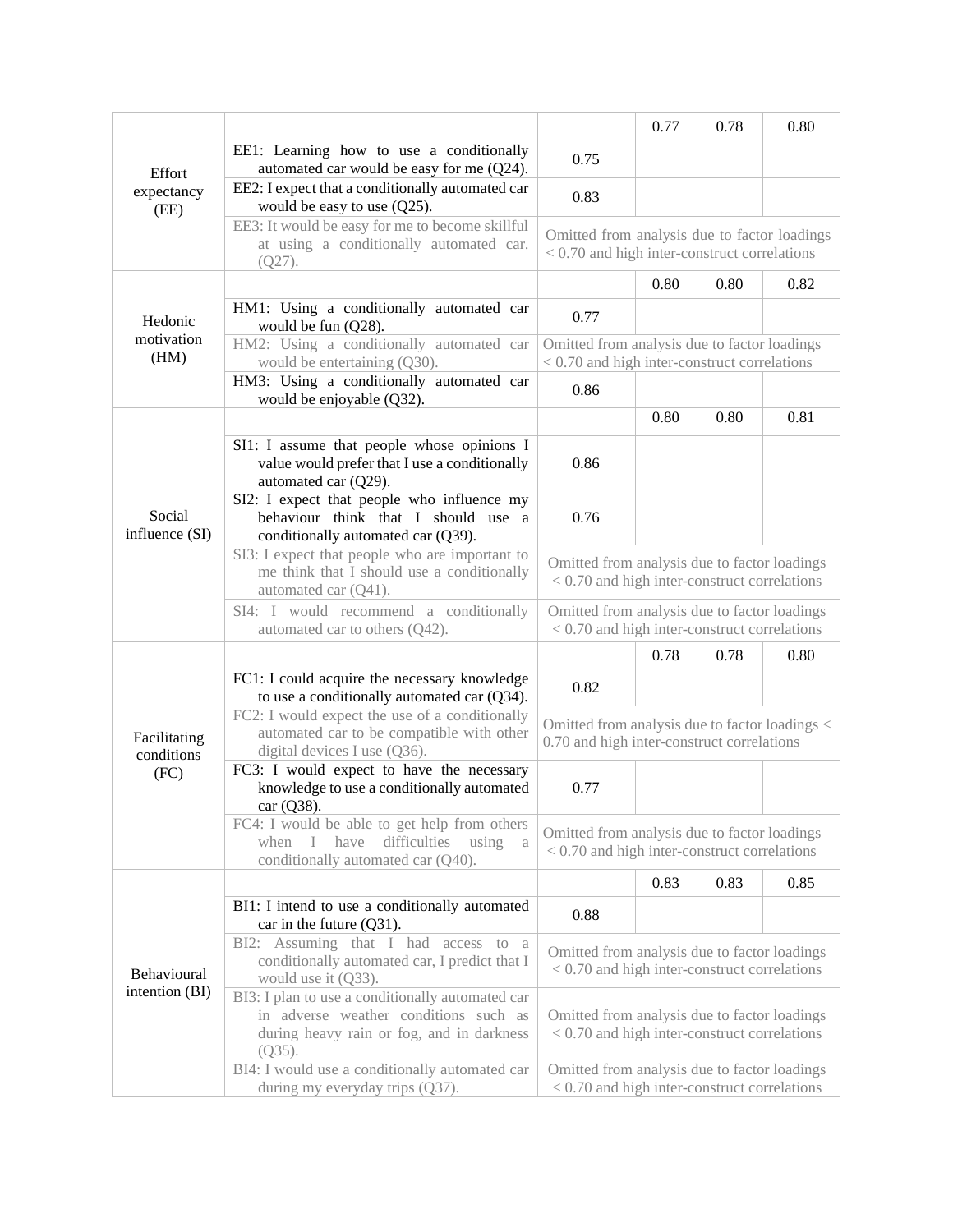| | | | | | |
|---|---|---|---|---|---|
| Effort expectancy (EE) | | | 0.77 | 0.78 | 0.80 |
| | EE1: Learning how to use a conditionally automated car would be easy for me (Q24). | 0.75 | | | |
| | EE2: I expect that a conditionally automated car would be easy to use (Q25). | 0.83 | | | |
| | EE3: It would be easy for me to become skillful at using a conditionally automated car. (Q27). | Omitted from analysis due to factor loadings < 0.70 and high inter-construct correlations | | | |
| Hedonic motivation (HM) | | | 0.80 | 0.80 | 0.82 |
| | HM1: Using a conditionally automated car would be fun (Q28). | 0.77 | | | |
| | HM2: Using a conditionally automated car would be entertaining (Q30). | Omitted from analysis due to factor loadings < 0.70 and high inter-construct correlations | | | |
| | HM3: Using a conditionally automated car would be enjoyable (Q32). | 0.86 | | | |
| Social influence (SI) | | | 0.80 | 0.80 | 0.81 |
| | SI1: I assume that people whose opinions I value would prefer that I use a conditionally automated car (Q29). | 0.86 | | | |
| | SI2: I expect that people who influence my behaviour think that I should use a conditionally automated car (Q39). | 0.76 | | | |
| | SI3: I expect that people who are important to me think that I should use a conditionally automated car (Q41). | Omitted from analysis due to factor loadings < 0.70 and high inter-construct correlations | | | |
| | SI4: I would recommend a conditionally automated car to others (Q42). | Omitted from analysis due to factor loadings < 0.70 and high inter-construct correlations | | | |
| Facilitating conditions (FC) | | | 0.78 | 0.78 | 0.80 |
| | FC1: I could acquire the necessary knowledge to use a conditionally automated car (Q34). | 0.82 | | | |
| | FC2: I would expect the use of a conditionally automated car to be compatible with other digital devices I use (Q36). | Omitted from analysis due to factor loadings < 0.70 and high inter-construct correlations | | | |
| | FC3: I would expect to have the necessary knowledge to use a conditionally automated car (Q38). | 0.77 | | | |
| | FC4: I would be able to get help from others when I have difficulties using a conditionally automated car (Q40). | Omitted from analysis due to factor loadings < 0.70 and high inter-construct correlations | | | |
| Behavioural intention (BI) | | | 0.83 | 0.83 | 0.85 |
| | BI1: I intend to use a conditionally automated car in the future (Q31). | 0.88 | | | |
| | BI2: Assuming that I had access to a conditionally automated car, I predict that I would use it (Q33). | Omitted from analysis due to factor loadings < 0.70 and high inter-construct correlations | | | |
| | BI3: I plan to use a conditionally automated car in adverse weather conditions such as during heavy rain or fog, and in darkness (Q35). | Omitted from analysis due to factor loadings < 0.70 and high inter-construct correlations | | | |
| | BI4: I would use a conditionally automated car during my everyday trips (Q37). | Omitted from analysis due to factor loadings < 0.70 and high inter-construct correlations | | | |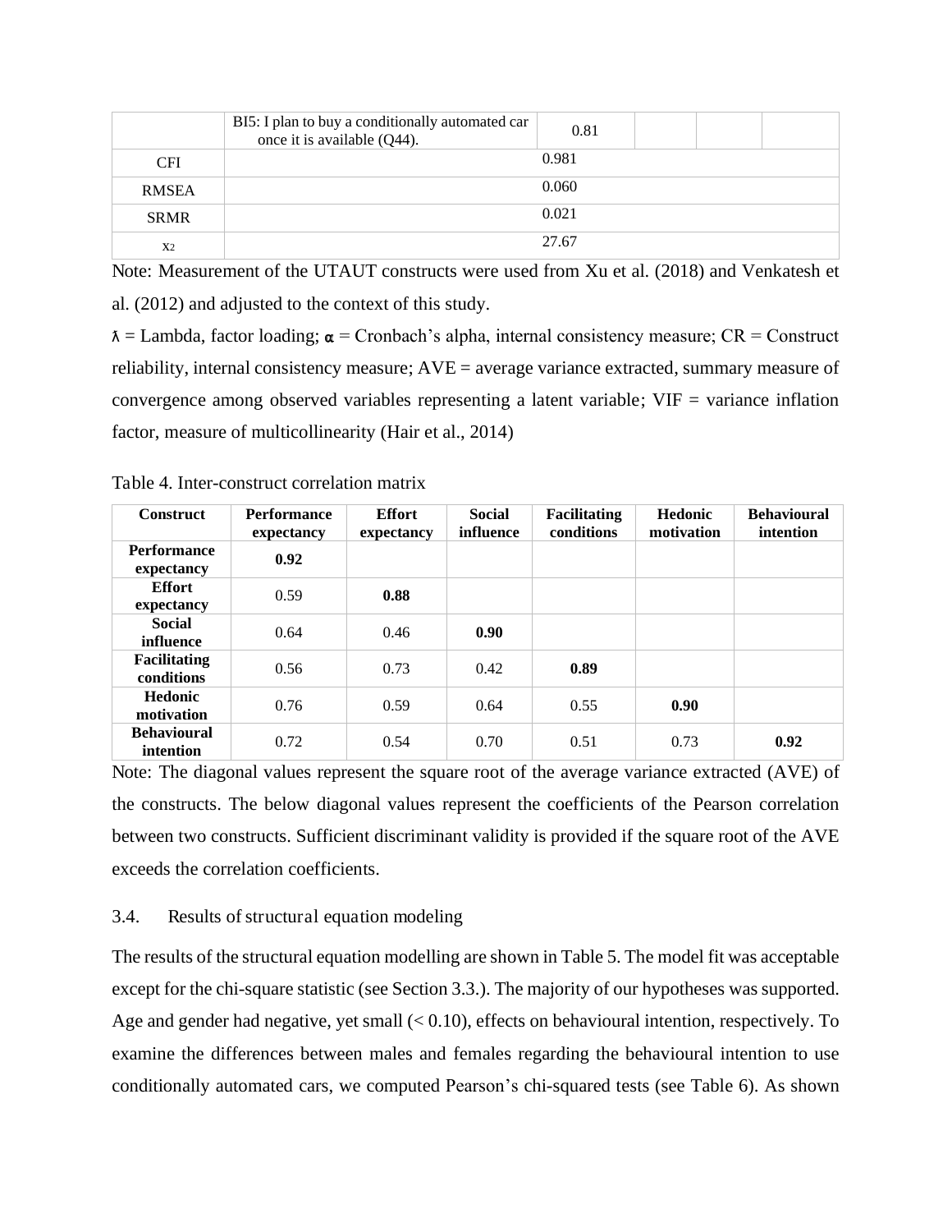| | BI5: I plan to buy a conditionally automated car once it is available (Q44). | 0.81 | | | |
|---|---|---|---|---|---|
| CFI | 0.981 | | | | |
| RMSEA | 0.060 | | | | |
| SRMR | 0.021 | | | | |
| $X^2$ | 27.67 | | | | |

Note: Measurement of the UTAUT constructs were used from Xu et al. (2018) and Venkatesh et al. (2012) and adjusted to the context of this study.

ƛ = Lambda, factor loading; α = Cronbach's alpha, internal consistency measure; CR = Construct reliability, internal consistency measure; AVE = average variance extracted, summary measure of convergence among observed variables representing a latent variable; VIF = variance inflation factor, measure of multicollinearity (Hair et al., 2014)

Table 4. Inter-construct correlation matrix

| Construct | Performance expectancy | Effort expectancy | Social influence | Facilitating conditions | Hedonic motivation | Behavioural intention |
|---|---|---|---|---|---|---|
| **Performance expectancy** | **0.92** | | | | | |
| **Effort expectancy** | 0.59 | **0.88** | | | | |
| **Social influence** | 0.64 | 0.46 | **0.90** | | | |
| **Facilitating conditions** | 0.56 | 0.73 | 0.42 | **0.89** | | |
| **Hedonic motivation** | 0.76 | 0.59 | 0.64 | 0.55 | **0.90** | |
| **Behavioural intention** | 0.72 | 0.54 | 0.70 | 0.51 | 0.73 | **0.92** |

Note: The diagonal values represent the square root of the average variance extracted (AVE) of the constructs. The below diagonal values represent the coefficients of the Pearson correlation between two constructs. Sufficient discriminant validity is provided if the square root of the AVE exceeds the correlation coefficients.

### 3.4. Results of structural equation modeling

The results of the structural equation modelling are shown in Table 5. The model fit was acceptable except for the chi-square statistic (see Section 3.3.). The majority of our hypotheses was supported. Age and gender had negative, yet small (< 0.10), effects on behavioural intention, respectively. To examine the differences between males and females regarding the behavioural intention to use conditionally automated cars, we computed Pearson's chi-squared tests (see Table 6). As shown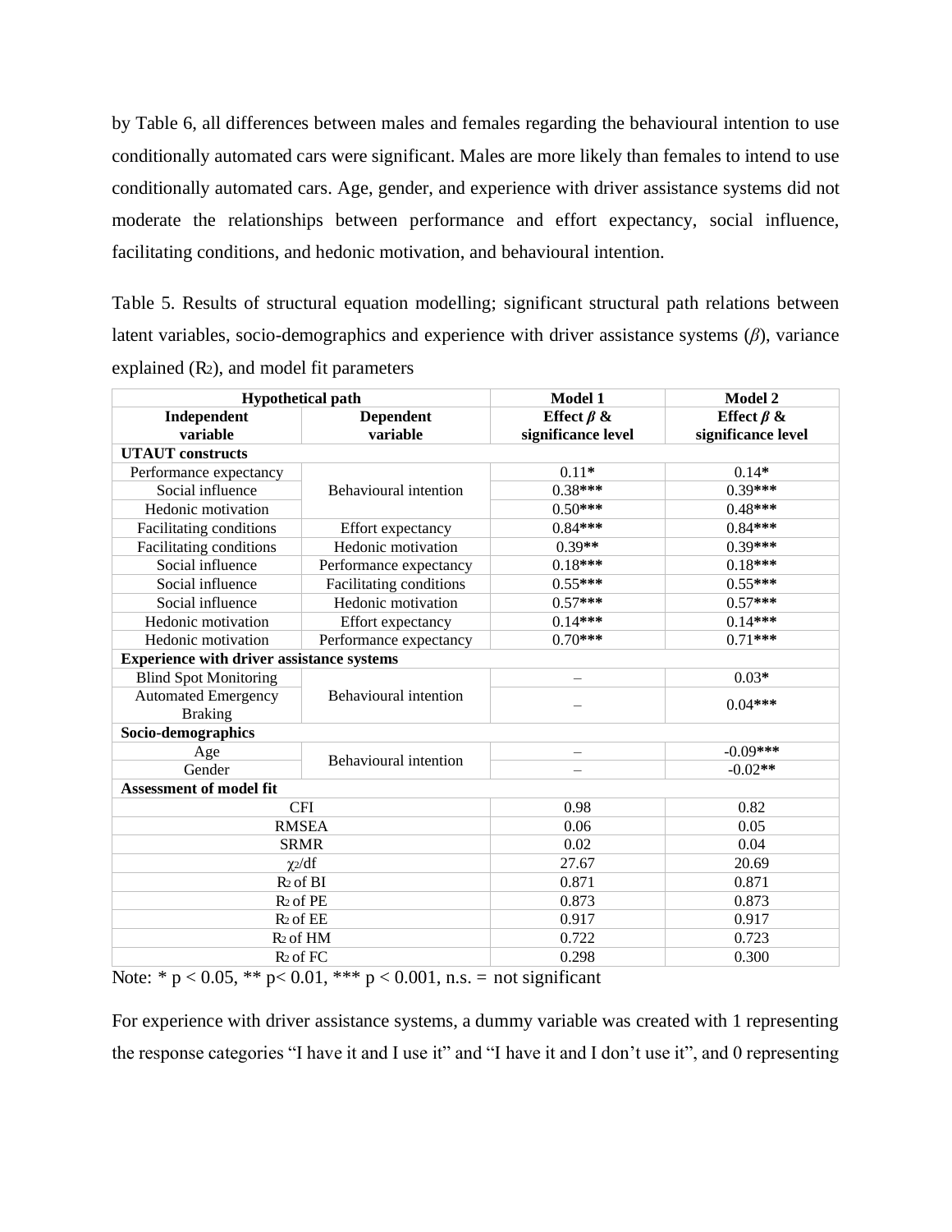by Table 6, all differences between males and females regarding the behavioural intention to use conditionally automated cars were significant. Males are more likely than females to intend to use conditionally automated cars. Age, gender, and experience with driver assistance systems did not moderate the relationships between performance and effort expectancy, social influence, facilitating conditions, and hedonic motivation, and behavioural intention.

Table 5. Results of structural equation modelling; significant structural path relations between latent variables, socio-demographics and experience with driver assistance systems ($\beta$), variance explained ($R_2$), and model fit parameters

| Hypothetical path | | Model 1 | Model 2 |
|---|---|---|---|
| **Independent variable** | **Dependent variable** | **Effect $\beta$ & significance level** | **Effect $\beta$ & significance level** |
| **UTAUT constructs** | | | |
| Performance expectancy | Behavioural intention | 0.11* | 0.14* |
| Social influence | Behavioural intention | 0.38*** | 0.39*** |
| Hedonic motivation | Behavioural intention | 0.50*** | 0.48*** |
| Facilitating conditions | Effort expectancy | 0.84*** | 0.84*** |
| Facilitating conditions | Hedonic motivation | 0.39** | 0.39*** |
| Social influence | Performance expectancy | 0.18*** | 0.18*** |
| Social influence | Facilitating conditions | 0.55*** | 0.55*** |
| Social influence | Hedonic motivation | 0.57*** | 0.57*** |
| Hedonic motivation | Effort expectancy | 0.14*** | 0.14*** |
| Hedonic motivation | Performance expectancy | 0.70*** | 0.71*** |
| **Experience with driver assistance systems** | | | |
| Blind Spot Monitoring | Behavioural intention | – | 0.03* |
| Automated Emergency Braking | Behavioural intention | – | 0.04*** |
| **Socio-demographics** | | | |
| Age | Behavioural intention | – | -0.09*** |
| Gender | Behavioural intention | – | -0.02** |
| **Assessment of model fit** | | | |
| CFI | | 0.98 | 0.82 |
| RMSEA | | 0.06 | 0.05 |
| SRMR | | 0.02 | 0.04 |
| $\chi_2$/df | | 27.67 | 20.69 |
| $R_2$ of BI | | 0.871 | 0.871 |
| $R_2$ of PE | | 0.873 | 0.873 |
| $R_2$ of EE | | 0.917 | 0.917 |
| $R_2$ of HM | | 0.722 | 0.723 |
| $R_2$ of FC | | 0.298 | 0.300 |

Note: * $p < 0.05$, ** $p < 0.01$, *** $p < 0.001$, n.s. = not significant

For experience with driver assistance systems, a dummy variable was created with 1 representing the response categories "I have it and I use it" and "I have it and I don't use it", and 0 representing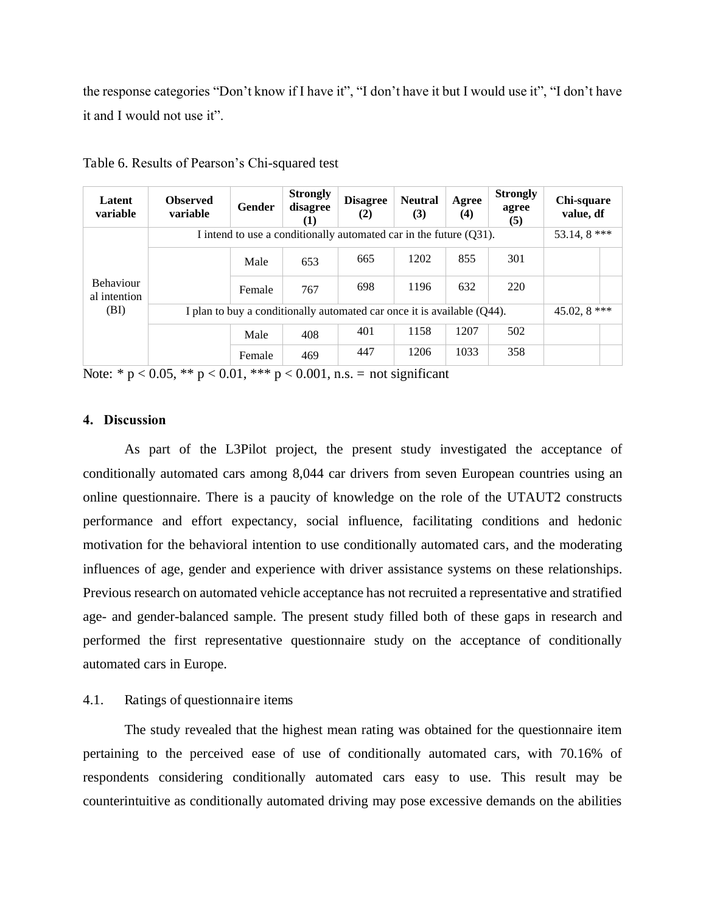the response categories "Don't know if I have it", "I don't have it but I would use it", "I don't have it and I would not use it".

Table 6. Results of Pearson's Chi-squared test

| Latent variable | Observed variable | Gender | Strongly disagree (1) | Disagree (2) | Neutral (3) | Agree (4) | Strongly agree (5) | Chi-square value, df |
|---|---|---|---|---|---|---|---|---|
| Behavioural intention (BI) | I intend to use a conditionally automated car in the future (Q31). | | | | | | | 53.14, 8 *** |
| | | Male | 653 | 665 | 1202 | 855 | 301 | |
| | | Female | 767 | 698 | 1196 | 632 | 220 | |
| | I plan to buy a conditionally automated car once it is available (Q44). | | | | | | | 45.02, 8 *** |
| | | Male | 408 | 401 | 1158 | 1207 | 502 | |
| | | Female | 469 | 447 | 1206 | 1033 | 358 | |

Note: * $p < 0.05$, ** $p < 0.01$, *** $p < 0.001$, n.s. = not significant

## 4. Discussion

As part of the L3Pilot project, the present study investigated the acceptance of conditionally automated cars among 8,044 car drivers from seven European countries using an online questionnaire. There is a paucity of knowledge on the role of the UTAUT2 constructs performance and effort expectancy, social influence, facilitating conditions and hedonic motivation for the behavioral intention to use conditionally automated cars, and the moderating influences of age, gender and experience with driver assistance systems on these relationships. Previous research on automated vehicle acceptance has not recruited a representative and stratified age- and gender-balanced sample. The present study filled both of these gaps in research and performed the first representative questionnaire study on the acceptance of conditionally automated cars in Europe.

### 4.1. Ratings of questionnaire items

The study revealed that the highest mean rating was obtained for the questionnaire item pertaining to the perceived ease of use of conditionally automated cars, with 70.16% of respondents considering conditionally automated cars easy to use. This result may be counterintuitive as conditionally automated driving may pose excessive demands on the abilities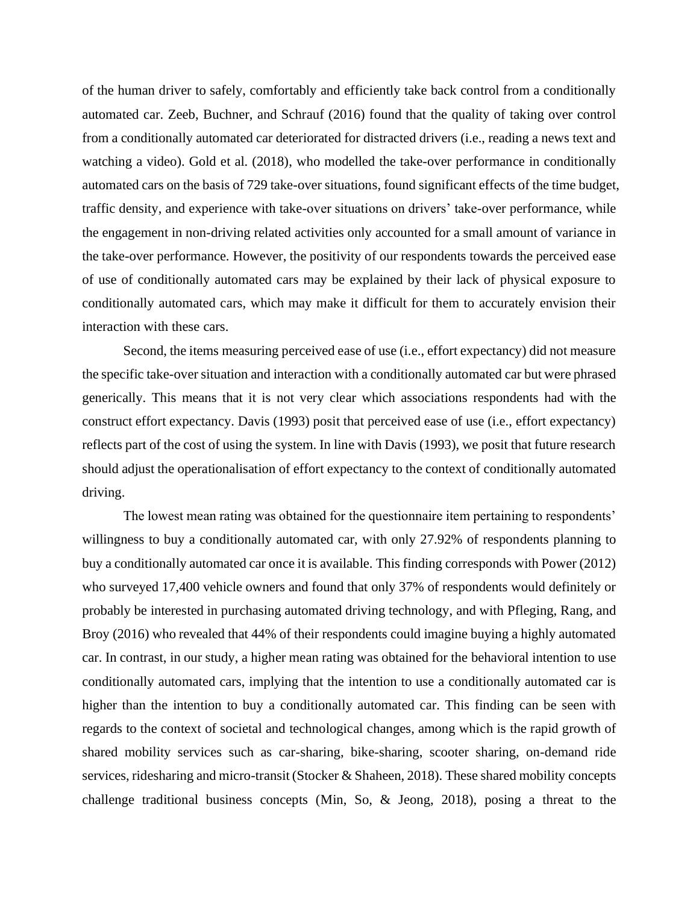of the human driver to safely, comfortably and efficiently take back control from a conditionally automated car. Zeeb, Buchner, and Schrauf (2016) found that the quality of taking over control from a conditionally automated car deteriorated for distracted drivers (i.e., reading a news text and watching a video). Gold et al. (2018), who modelled the take-over performance in conditionally automated cars on the basis of 729 take-over situations, found significant effects of the time budget, traffic density, and experience with take-over situations on drivers' take-over performance, while the engagement in non-driving related activities only accounted for a small amount of variance in the take-over performance. However, the positivity of our respondents towards the perceived ease of use of conditionally automated cars may be explained by their lack of physical exposure to conditionally automated cars, which may make it difficult for them to accurately envision their interaction with these cars.

Second, the items measuring perceived ease of use (i.e., effort expectancy) did not measure the specific take-over situation and interaction with a conditionally automated car but were phrased generically. This means that it is not very clear which associations respondents had with the construct effort expectancy. Davis (1993) posit that perceived ease of use (i.e., effort expectancy) reflects part of the cost of using the system. In line with Davis (1993), we posit that future research should adjust the operationalisation of effort expectancy to the context of conditionally automated driving.

The lowest mean rating was obtained for the questionnaire item pertaining to respondents' willingness to buy a conditionally automated car, with only 27.92% of respondents planning to buy a conditionally automated car once it is available. This finding corresponds with Power (2012) who surveyed 17,400 vehicle owners and found that only 37% of respondents would definitely or probably be interested in purchasing automated driving technology, and with Pfleging, Rang, and Broy (2016) who revealed that 44% of their respondents could imagine buying a highly automated car. In contrast, in our study, a higher mean rating was obtained for the behavioral intention to use conditionally automated cars, implying that the intention to use a conditionally automated car is higher than the intention to buy a conditionally automated car. This finding can be seen with regards to the context of societal and technological changes, among which is the rapid growth of shared mobility services such as car-sharing, bike-sharing, scooter sharing, on-demand ride services, ridesharing and micro-transit (Stocker & Shaheen, 2018). These shared mobility concepts challenge traditional business concepts (Min, So, & Jeong, 2018), posing a threat to the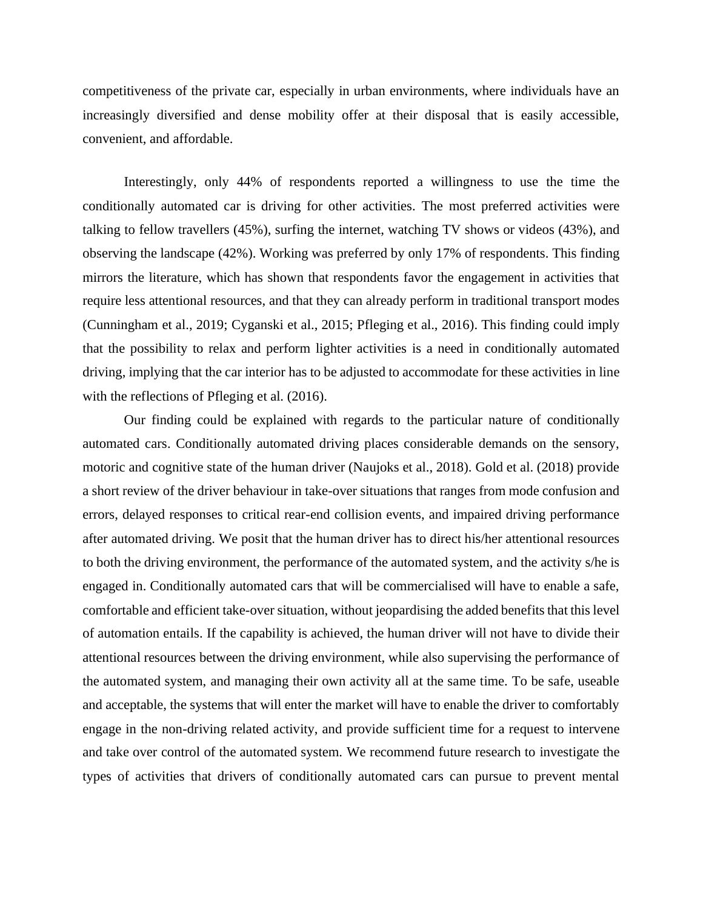competitiveness of the private car, especially in urban environments, where individuals have an increasingly diversified and dense mobility offer at their disposal that is easily accessible, convenient, and affordable.

Interestingly, only 44% of respondents reported a willingness to use the time the conditionally automated car is driving for other activities. The most preferred activities were talking to fellow travellers (45%), surfing the internet, watching TV shows or videos (43%), and observing the landscape (42%). Working was preferred by only 17% of respondents. This finding mirrors the literature, which has shown that respondents favor the engagement in activities that require less attentional resources, and that they can already perform in traditional transport modes (Cunningham et al., 2019; Cyganski et al., 2015; Pfleging et al., 2016). This finding could imply that the possibility to relax and perform lighter activities is a need in conditionally automated driving, implying that the car interior has to be adjusted to accommodate for these activities in line with the reflections of Pfleging et al. (2016).

Our finding could be explained with regards to the particular nature of conditionally automated cars. Conditionally automated driving places considerable demands on the sensory, motoric and cognitive state of the human driver (Naujoks et al., 2018). Gold et al. (2018) provide a short review of the driver behaviour in take-over situations that ranges from mode confusion and errors, delayed responses to critical rear-end collision events, and impaired driving performance after automated driving. We posit that the human driver has to direct his/her attentional resources to both the driving environment, the performance of the automated system, and the activity s/he is engaged in. Conditionally automated cars that will be commercialised will have to enable a safe, comfortable and efficient take-over situation, without jeopardising the added benefits that this level of automation entails. If the capability is achieved, the human driver will not have to divide their attentional resources between the driving environment, while also supervising the performance of the automated system, and managing their own activity all at the same time. To be safe, useable and acceptable, the systems that will enter the market will have to enable the driver to comfortably engage in the non-driving related activity, and provide sufficient time for a request to intervene and take over control of the automated system. We recommend future research to investigate the types of activities that drivers of conditionally automated cars can pursue to prevent mental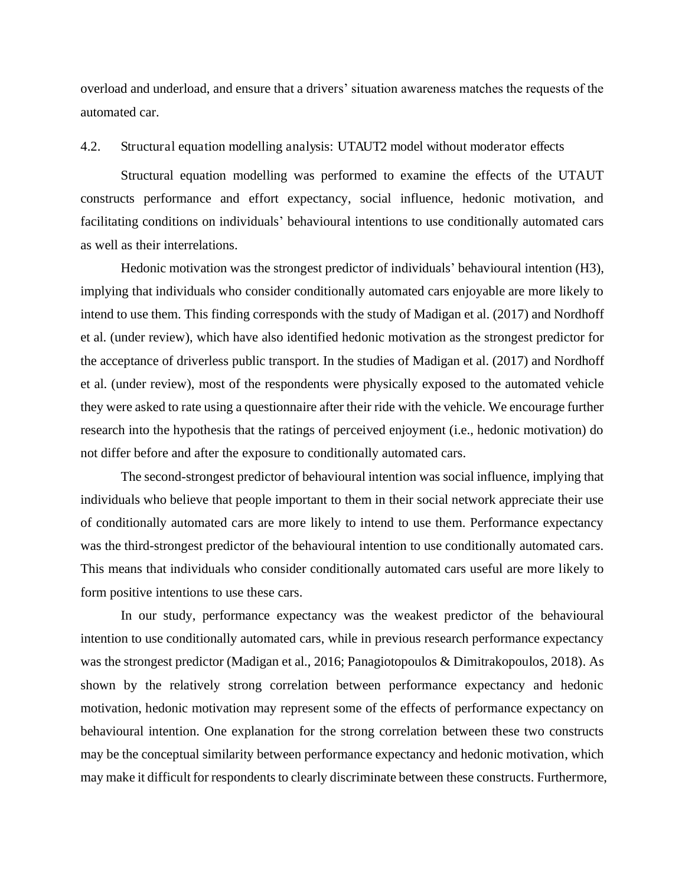overload and underload, and ensure that a drivers' situation awareness matches the requests of the automated car.

### 4.2. Structural equation modelling analysis: UTAUT2 model without moderator effects

Structural equation modelling was performed to examine the effects of the UTAUT constructs performance and effort expectancy, social influence, hedonic motivation, and facilitating conditions on individuals' behavioural intentions to use conditionally automated cars as well as their interrelations.

Hedonic motivation was the strongest predictor of individuals' behavioural intention (H3), implying that individuals who consider conditionally automated cars enjoyable are more likely to intend to use them. This finding corresponds with the study of Madigan et al. (2017) and Nordhoff et al. (under review), which have also identified hedonic motivation as the strongest predictor for the acceptance of driverless public transport. In the studies of Madigan et al. (2017) and Nordhoff et al. (under review), most of the respondents were physically exposed to the automated vehicle they were asked to rate using a questionnaire after their ride with the vehicle. We encourage further research into the hypothesis that the ratings of perceived enjoyment (i.e., hedonic motivation) do not differ before and after the exposure to conditionally automated cars.

The second-strongest predictor of behavioural intention was social influence, implying that individuals who believe that people important to them in their social network appreciate their use of conditionally automated cars are more likely to intend to use them. Performance expectancy was the third-strongest predictor of the behavioural intention to use conditionally automated cars. This means that individuals who consider conditionally automated cars useful are more likely to form positive intentions to use these cars.

In our study, performance expectancy was the weakest predictor of the behavioural intention to use conditionally automated cars, while in previous research performance expectancy was the strongest predictor (Madigan et al., 2016; Panagiotopoulos & Dimitrakopoulos, 2018). As shown by the relatively strong correlation between performance expectancy and hedonic motivation, hedonic motivation may represent some of the effects of performance expectancy on behavioural intention. One explanation for the strong correlation between these two constructs may be the conceptual similarity between performance expectancy and hedonic motivation, which may make it difficult for respondents to clearly discriminate between these constructs. Furthermore,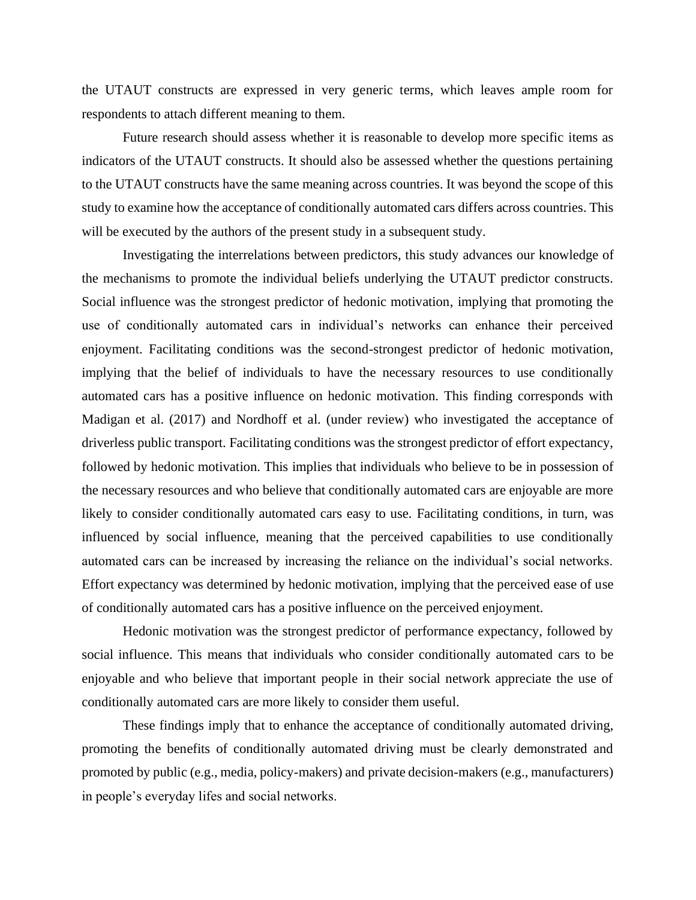the UTAUT constructs are expressed in very generic terms, which leaves ample room for respondents to attach different meaning to them.

Future research should assess whether it is reasonable to develop more specific items as indicators of the UTAUT constructs. It should also be assessed whether the questions pertaining to the UTAUT constructs have the same meaning across countries. It was beyond the scope of this study to examine how the acceptance of conditionally automated cars differs across countries. This will be executed by the authors of the present study in a subsequent study.

Investigating the interrelations between predictors, this study advances our knowledge of the mechanisms to promote the individual beliefs underlying the UTAUT predictor constructs. Social influence was the strongest predictor of hedonic motivation, implying that promoting the use of conditionally automated cars in individual's networks can enhance their perceived enjoyment. Facilitating conditions was the second-strongest predictor of hedonic motivation, implying that the belief of individuals to have the necessary resources to use conditionally automated cars has a positive influence on hedonic motivation. This finding corresponds with Madigan et al. (2017) and Nordhoff et al. (under review) who investigated the acceptance of driverless public transport. Facilitating conditions was the strongest predictor of effort expectancy, followed by hedonic motivation. This implies that individuals who believe to be in possession of the necessary resources and who believe that conditionally automated cars are enjoyable are more likely to consider conditionally automated cars easy to use. Facilitating conditions, in turn, was influenced by social influence, meaning that the perceived capabilities to use conditionally automated cars can be increased by increasing the reliance on the individual's social networks. Effort expectancy was determined by hedonic motivation, implying that the perceived ease of use of conditionally automated cars has a positive influence on the perceived enjoyment.

Hedonic motivation was the strongest predictor of performance expectancy, followed by social influence. This means that individuals who consider conditionally automated cars to be enjoyable and who believe that important people in their social network appreciate the use of conditionally automated cars are more likely to consider them useful.

These findings imply that to enhance the acceptance of conditionally automated driving, promoting the benefits of conditionally automated driving must be clearly demonstrated and promoted by public (e.g., media, policy-makers) and private decision-makers (e.g., manufacturers) in people's everyday lifes and social networks.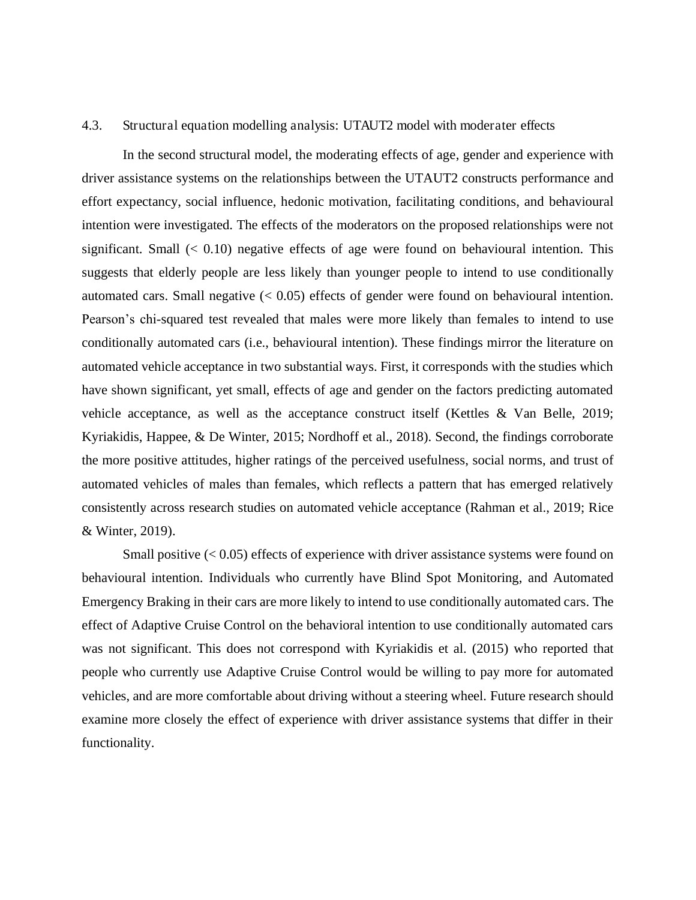### 4.3. Structural equation modelling analysis: UTAUT2 model with moderater effects

In the second structural model, the moderating effects of age, gender and experience with driver assistance systems on the relationships between the UTAUT2 constructs performance and effort expectancy, social influence, hedonic motivation, facilitating conditions, and behavioural intention were investigated. The effects of the moderators on the proposed relationships were not significant. Small ($< 0.10$) negative effects of age were found on behavioural intention. This suggests that elderly people are less likely than younger people to intend to use conditionally automated cars. Small negative ($< 0.05$) effects of gender were found on behavioural intention. Pearson's chi-squared test revealed that males were more likely than females to intend to use conditionally automated cars (i.e., behavioural intention). These findings mirror the literature on automated vehicle acceptance in two substantial ways. First, it corresponds with the studies which have shown significant, yet small, effects of age and gender on the factors predicting automated vehicle acceptance, as well as the acceptance construct itself (Kettles & Van Belle, 2019; Kyriakidis, Happee, & De Winter, 2015; Nordhoff et al., 2018). Second, the findings corroborate the more positive attitudes, higher ratings of the perceived usefulness, social norms, and trust of automated vehicles of males than females, which reflects a pattern that has emerged relatively consistently across research studies on automated vehicle acceptance (Rahman et al., 2019; Rice & Winter, 2019).

Small positive ($< 0.05$) effects of experience with driver assistance systems were found on behavioural intention. Individuals who currently have Blind Spot Monitoring, and Automated Emergency Braking in their cars are more likely to intend to use conditionally automated cars. The effect of Adaptive Cruise Control on the behavioral intention to use conditionally automated cars was not significant. This does not correspond with Kyriakidis et al. (2015) who reported that people who currently use Adaptive Cruise Control would be willing to pay more for automated vehicles, and are more comfortable about driving without a steering wheel. Future research should examine more closely the effect of experience with driver assistance systems that differ in their functionality.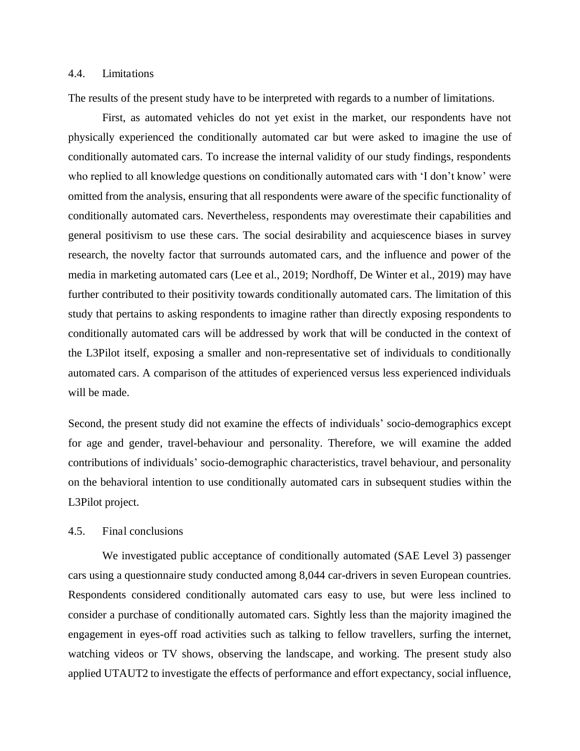### 4.4. Limitations

The results of the present study have to be interpreted with regards to a number of limitations.

First, as automated vehicles do not yet exist in the market, our respondents have not physically experienced the conditionally automated car but were asked to imagine the use of conditionally automated cars. To increase the internal validity of our study findings, respondents who replied to all knowledge questions on conditionally automated cars with 'I don't know' were omitted from the analysis, ensuring that all respondents were aware of the specific functionality of conditionally automated cars. Nevertheless, respondents may overestimate their capabilities and general positivism to use these cars. The social desirability and acquiescence biases in survey research, the novelty factor that surrounds automated cars, and the influence and power of the media in marketing automated cars (Lee et al., 2019; Nordhoff, De Winter et al., 2019) may have further contributed to their positivity towards conditionally automated cars. The limitation of this study that pertains to asking respondents to imagine rather than directly exposing respondents to conditionally automated cars will be addressed by work that will be conducted in the context of the L3Pilot itself, exposing a smaller and non-representative set of individuals to conditionally automated cars. A comparison of the attitudes of experienced versus less experienced individuals will be made.

Second, the present study did not examine the effects of individuals' socio-demographics except for age and gender, travel-behaviour and personality. Therefore, we will examine the added contributions of individuals' socio-demographic characteristics, travel behaviour, and personality on the behavioral intention to use conditionally automated cars in subsequent studies within the L3Pilot project.

### 4.5. Final conclusions

We investigated public acceptance of conditionally automated (SAE Level 3) passenger cars using a questionnaire study conducted among 8,044 car-drivers in seven European countries. Respondents considered conditionally automated cars easy to use, but were less inclined to consider a purchase of conditionally automated cars. Sightly less than the majority imagined the engagement in eyes-off road activities such as talking to fellow travellers, surfing the internet, watching videos or TV shows, observing the landscape, and working. The present study also applied UTAUT2 to investigate the effects of performance and effort expectancy, social influence,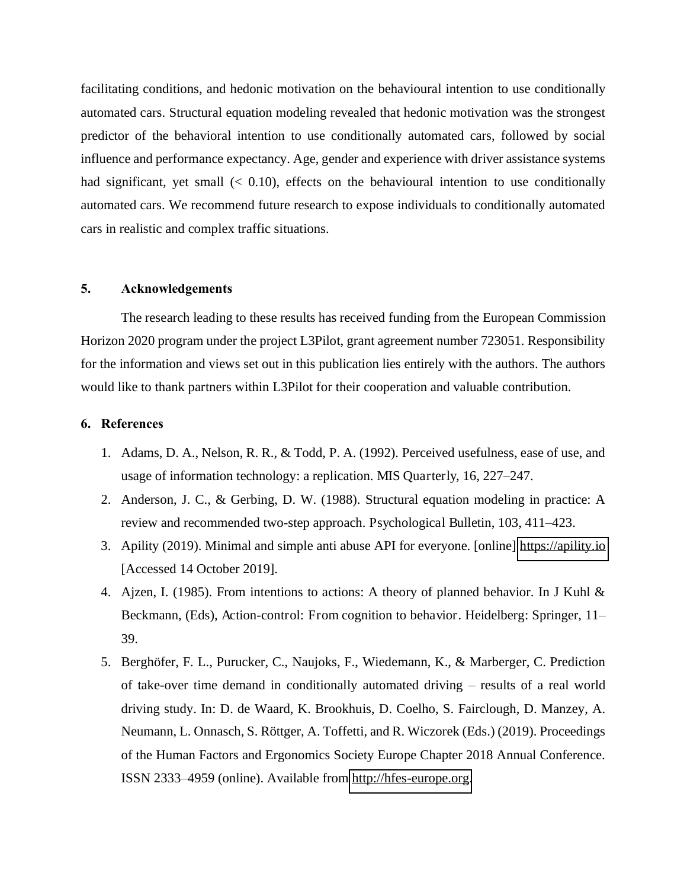facilitating conditions, and hedonic motivation on the behavioural intention to use conditionally automated cars. Structural equation modeling revealed that hedonic motivation was the strongest predictor of the behavioral intention to use conditionally automated cars, followed by social influence and performance expectancy. Age, gender and experience with driver assistance systems had significant, yet small (< 0.10), effects on the behavioural intention to use conditionally automated cars. We recommend future research to expose individuals to conditionally automated cars in realistic and complex traffic situations.

## 5. Acknowledgements

The research leading to these results has received funding from the European Commission Horizon 2020 program under the project L3Pilot, grant agreement number 723051. Responsibility for the information and views set out in this publication lies entirely with the authors. The authors would like to thank partners within L3Pilot for their cooperation and valuable contribution.

## 6. References

1. Adams, D. A., Nelson, R. R., & Todd, P. A. (1992). Perceived usefulness, ease of use, and usage of information technology: a replication. MIS Quarterly, 16, 227–247.
2. Anderson, J. C., & Gerbing, D. W. (1988). Structural equation modeling in practice: A review and recommended two-step approach. Psychological Bulletin, 103, 411–423.
3. Apility (2019). Minimal and simple anti abuse API for everyone. [online] https://apility.io [Accessed 14 October 2019].
4. Ajzen, I. (1985). From intentions to actions: A theory of planned behavior. In J Kuhl & Beckmann, (Eds), Action-control: From cognition to behavior. Heidelberg: Springer, 11–39.
5. Berghöfer, F. L., Purucker, C., Naujoks, F., Wiedemann, K., & Marberger, C. Prediction of take-over time demand in conditionally automated driving – results of a real world driving study. In: D. de Waard, K. Brookhuis, D. Coelho, S. Fairclough, D. Manzey, A. Neumann, L. Onnasch, S. Röttger, A. Toffetti, and R. Wiczorek (Eds.) (2019). Proceedings of the Human Factors and Ergonomics Society Europe Chapter 2018 Annual Conference. ISSN 2333–4959 (online). Available from http://hfes-europe.org.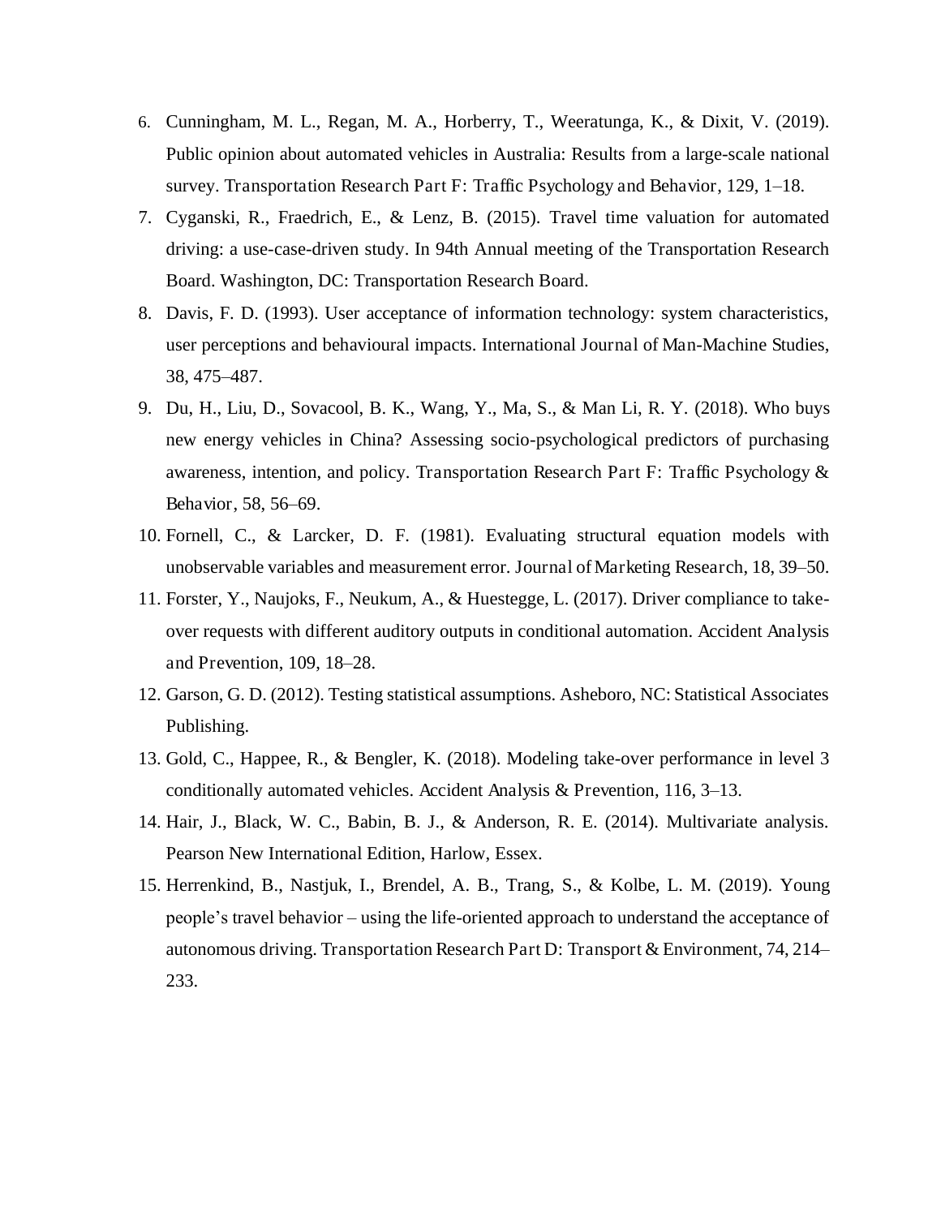6. Cunningham, M. L., Regan, M. A., Horberry, T., Weeratunga, K., & Dixit, V. (2019). Public opinion about automated vehicles in Australia: Results from a large-scale national survey. Transportation Research Part F: Traffic Psychology and Behavior, 129, 1–18.
7. Cyganski, R., Fraedrich, E., & Lenz, B. (2015). Travel time valuation for automated driving: a use-case-driven study. In 94th Annual meeting of the Transportation Research Board. Washington, DC: Transportation Research Board.
8. Davis, F. D. (1993). User acceptance of information technology: system characteristics, user perceptions and behavioural impacts. International Journal of Man-Machine Studies, 38, 475–487.
9. Du, H., Liu, D., Sovacool, B. K., Wang, Y., Ma, S., & Man Li, R. Y. (2018). Who buys new energy vehicles in China? Assessing socio-psychological predictors of purchasing awareness, intention, and policy. Transportation Research Part F: Traffic Psychology & Behavior, 58, 56–69.
10. Fornell, C., & Larcker, D. F. (1981). Evaluating structural equation models with unobservable variables and measurement error. Journal of Marketing Research, 18, 39–50.
11. Forster, Y., Naujoks, F., Neukum, A., & Huestegge, L. (2017). Driver compliance to take-over requests with different auditory outputs in conditional automation. Accident Analysis and Prevention, 109, 18–28.
12. Garson, G. D. (2012). Testing statistical assumptions. Asheboro, NC: Statistical Associates Publishing.
13. Gold, C., Happee, R., & Bengler, K. (2018). Modeling take-over performance in level 3 conditionally automated vehicles. Accident Analysis & Prevention, 116, 3–13.
14. Hair, J., Black, W. C., Babin, B. J., & Anderson, R. E. (2014). Multivariate analysis. Pearson New International Edition, Harlow, Essex.
15. Herrenkind, B., Nastjuk, I., Brendel, A. B., Trang, S., & Kolbe, L. M. (2019). Young people's travel behavior – using the life-oriented approach to understand the acceptance of autonomous driving. Transportation Research Part D: Transport & Environment, 74, 214–233.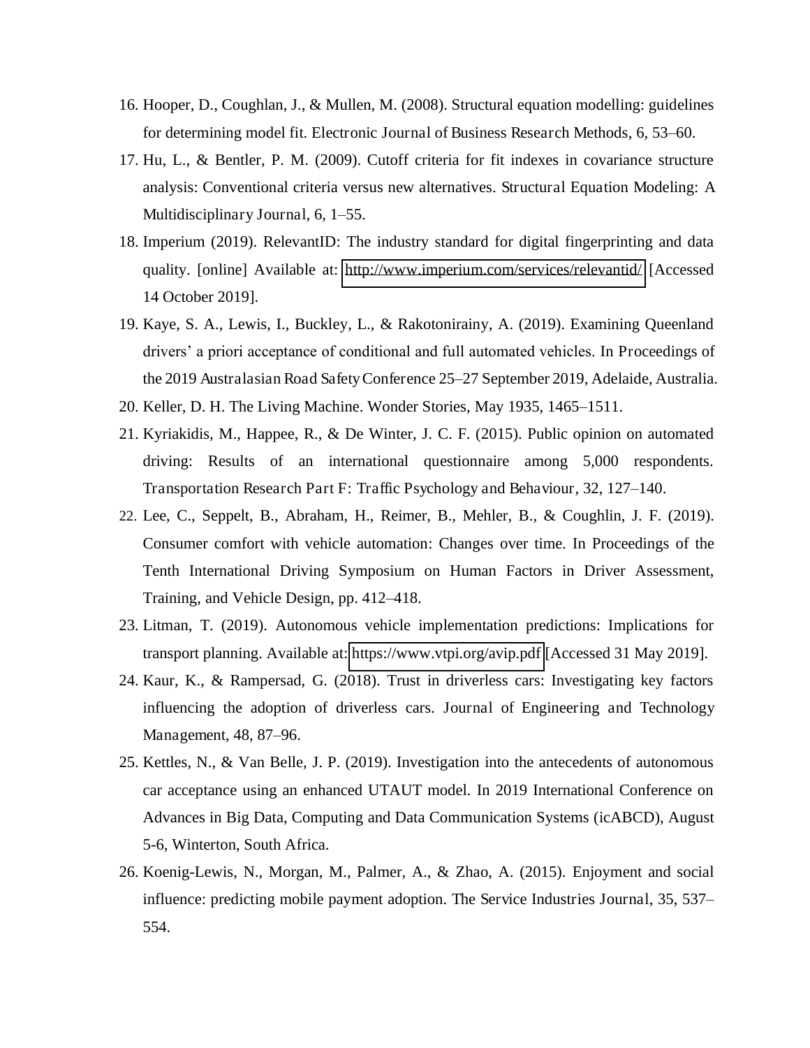16. Hooper, D., Coughlan, J., & Mullen, M. (2008). Structural equation modelling: guidelines for determining model fit. Electronic Journal of Business Research Methods, 6, 53–60.
17. Hu, L., & Bentler, P. M. (2009). Cutoff criteria for fit indexes in covariance structure analysis: Conventional criteria versus new alternatives. Structural Equation Modeling: A Multidisciplinary Journal, 6, 1–55.
18. Imperium (2019). RelevantID: The industry standard for digital fingerprinting and data quality. [online] Available at: http://www.imperium.com/services/relevantid/ [Accessed 14 October 2019].
19. Kaye, S. A., Lewis, I., Buckley, L., & Rakotonirainy, A. (2019). Examining Queenland drivers' a priori acceptance of conditional and full automated vehicles. In Proceedings of the 2019 Australasian Road Safety Conference 25–27 September 2019, Adelaide, Australia.
20. Keller, D. H. The Living Machine. Wonder Stories, May 1935, 1465–1511.
21. Kyriakidis, M., Happee, R., & De Winter, J. C. F. (2015). Public opinion on automated driving: Results of an international questionnaire among 5,000 respondents. Transportation Research Part F: Traffic Psychology and Behaviour, 32, 127–140.
22. Lee, C., Seppelt, B., Abraham, H., Reimer, B., Mehler, B., & Coughlin, J. F. (2019). Consumer comfort with vehicle automation: Changes over time. In Proceedings of the Tenth International Driving Symposium on Human Factors in Driver Assessment, Training, and Vehicle Design, pp. 412–418.
23. Litman, T. (2019). Autonomous vehicle implementation predictions: Implications for transport planning. Available at: https://www.vtpi.org/avip.pdf [Accessed 31 May 2019].
24. Kaur, K., & Rampersad, G. (2018). Trust in driverless cars: Investigating key factors influencing the adoption of driverless cars. Journal of Engineering and Technology Management, 48, 87–96.
25. Kettles, N., & Van Belle, J. P. (2019). Investigation into the antecedents of autonomous car acceptance using an enhanced UTAUT model. In 2019 International Conference on Advances in Big Data, Computing and Data Communication Systems (icABCD), August 5-6, Winterton, South Africa.
26. Koenig-Lewis, N., Morgan, M., Palmer, A., & Zhao, A. (2015). Enjoyment and social influence: predicting mobile payment adoption. The Service Industries Journal, 35, 537–554.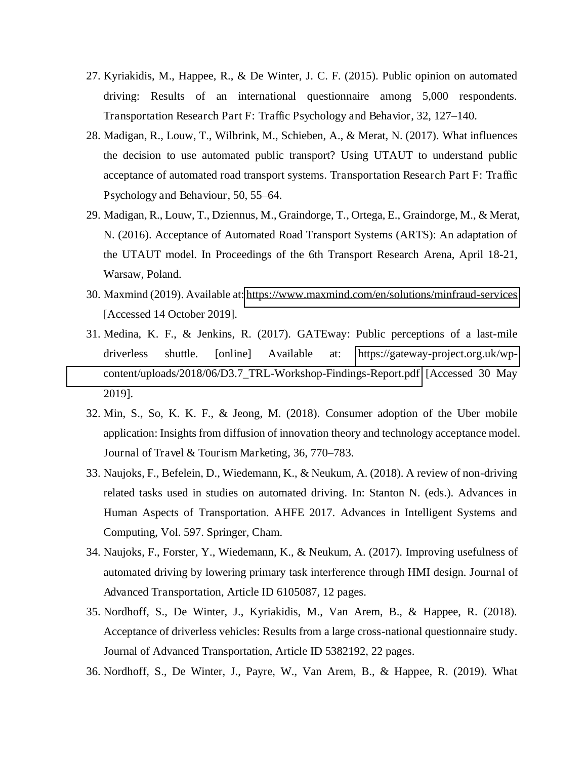27. Kyriakidis, M., Happee, R., & De Winter, J. C. F. (2015). Public opinion on automated driving: Results of an international questionnaire among 5,000 respondents. Transportation Research Part F: Traffic Psychology and Behavior, 32, 127–140.
28. Madigan, R., Louw, T., Wilbrink, M., Schieben, A., & Merat, N. (2017). What influences the decision to use automated public transport? Using UTAUT to understand public acceptance of automated road transport systems. Transportation Research Part F: Traffic Psychology and Behaviour, 50, 55–64.
29. Madigan, R., Louw, T., Dziennus, M., Graindorge, T., Ortega, E., Graindorge, M., & Merat, N. (2016). Acceptance of Automated Road Transport Systems (ARTS): An adaptation of the UTAUT model. In Proceedings of the 6th Transport Research Arena, April 18-21, Warsaw, Poland.
30. Maxmind (2019). Available at: https://www.maxmind.com/en/solutions/minfraud-services [Accessed 14 October 2019].
31. Medina, K. F., & Jenkins, R. (2017). GATEway: Public perceptions of a last-mile driverless shuttle. [online] Available at: https://gateway-project.org.uk/wp-content/uploads/2018/06/D3.7_TRL-Workshop-Findings-Report.pdf [Accessed 30 May 2019].
32. Min, S., So, K. K. F., & Jeong, M. (2018). Consumer adoption of the Uber mobile application: Insights from diffusion of innovation theory and technology acceptance model. Journal of Travel & Tourism Marketing, 36, 770–783.
33. Naujoks, F., Befelein, D., Wiedemann, K., & Neukum, A. (2018). A review of non-driving related tasks used in studies on automated driving. In: Stanton N. (eds.). Advances in Human Aspects of Transportation. AHFE 2017. Advances in Intelligent Systems and Computing, Vol. 597. Springer, Cham.
34. Naujoks, F., Forster, Y., Wiedemann, K., & Neukum, A. (2017). Improving usefulness of automated driving by lowering primary task interference through HMI design. Journal of Advanced Transportation, Article ID 6105087, 12 pages.
35. Nordhoff, S., De Winter, J., Kyriakidis, M., Van Arem, B., & Happee, R. (2018). Acceptance of driverless vehicles: Results from a large cross-national questionnaire study. Journal of Advanced Transportation, Article ID 5382192, 22 pages.
36. Nordhoff, S., De Winter, J., Payre, W., Van Arem, B., & Happee, R. (2019). What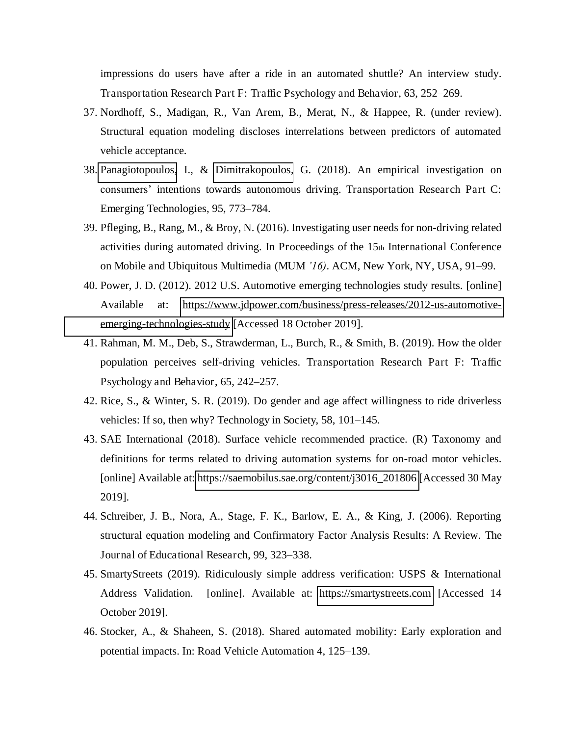impressions do users have after a ride in an automated shuttle? An interview study. Transportation Research Part F: Traffic Psychology and Behavior, 63, 252–269.

37. Nordhoff, S., Madigan, R., Van Arem, B., Merat, N., & Happee, R. (under review). Structural equation modeling discloses interrelations between predictors of automated vehicle acceptance.
38. Panagiotopoulos, I., & Dimitrakopoulos, G. (2018). An empirical investigation on consumers' intentions towards autonomous driving. Transportation Research Part C: Emerging Technologies, 95, 773–784.
39. Pfleging, B., Rang, M., & Broy, N. (2016). Investigating user needs for non-driving related activities during automated driving. In Proceedings of the 15th International Conference on Mobile and Ubiquitous Multimedia (MUM '16). ACM, New York, NY, USA, 91–99.
40. Power, J. D. (2012). 2012 U.S. Automotive emerging technologies study results. [online] Available at: https://www.jdpower.com/business/press-releases/2012-us-automotive-emerging-technologies-study [Accessed 18 October 2019].
41. Rahman, M. M., Deb, S., Strawderman, L., Burch, R., & Smith, B. (2019). How the older population perceives self-driving vehicles. Transportation Research Part F: Traffic Psychology and Behavior, 65, 242–257.
42. Rice, S., & Winter, S. R. (2019). Do gender and age affect willingness to ride driverless vehicles: If so, then why? Technology in Society, 58, 101–145.
43. SAE International (2018). Surface vehicle recommended practice. (R) Taxonomy and definitions for terms related to driving automation systems for on-road motor vehicles. [online] Available at: https://saemobilus.sae.org/content/j3016_201806 [Accessed 30 May 2019].
44. Schreiber, J. B., Nora, A., Stage, F. K., Barlow, E. A., & King, J. (2006). Reporting structural equation modeling and Confirmatory Factor Analysis Results: A Review. The Journal of Educational Research, 99, 323–338.
45. SmartyStreets (2019). Ridiculously simple address verification: USPS & International Address Validation. [online]. Available at: https://smartystreets.com [Accessed 14 October 2019].
46. Stocker, A., & Shaheen, S. (2018). Shared automated mobility: Early exploration and potential impacts. In: Road Vehicle Automation 4, 125–139.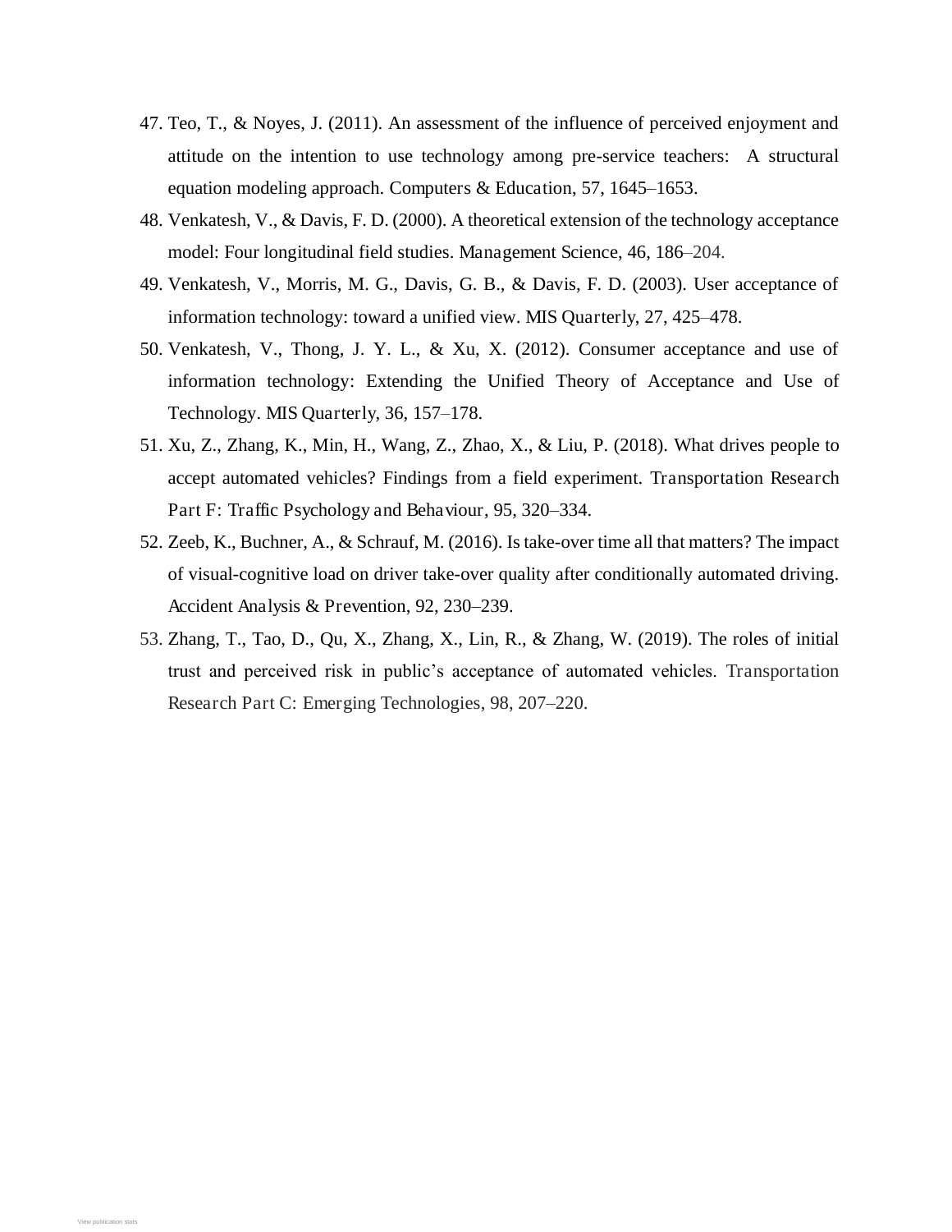47. Teo, T., & Noyes, J. (2011). An assessment of the influence of perceived enjoyment and attitude on the intention to use technology among pre-service teachers: A structural equation modeling approach. Computers & Education, 57, 1645–1653.
48. Venkatesh, V., & Davis, F. D. (2000). A theoretical extension of the technology acceptance model: Four longitudinal field studies. Management Science, 46, 186–204.
49. Venkatesh, V., Morris, M. G., Davis, G. B., & Davis, F. D. (2003). User acceptance of information technology: toward a unified view. MIS Quarterly, 27, 425–478.
50. Venkatesh, V., Thong, J. Y. L., & Xu, X. (2012). Consumer acceptance and use of information technology: Extending the Unified Theory of Acceptance and Use of Technology. MIS Quarterly, 36, 157–178.
51. Xu, Z., Zhang, K., Min, H., Wang, Z., Zhao, X., & Liu, P. (2018). What drives people to accept automated vehicles? Findings from a field experiment. Transportation Research Part F: Traffic Psychology and Behaviour, 95, 320–334.
52. Zeeb, K., Buchner, A., & Schrauf, M. (2016). Is take-over time all that matters? The impact of visual-cognitive load on driver take-over quality after conditionally automated driving. Accident Analysis & Prevention, 92, 230–239.
53. Zhang, T., Tao, D., Qu, X., Zhang, X., Lin, R., & Zhang, W. (2019). The roles of initial trust and perceived risk in public's acceptance of automated vehicles. Transportation Research Part C: Emerging Technologies, 98, 207–220.